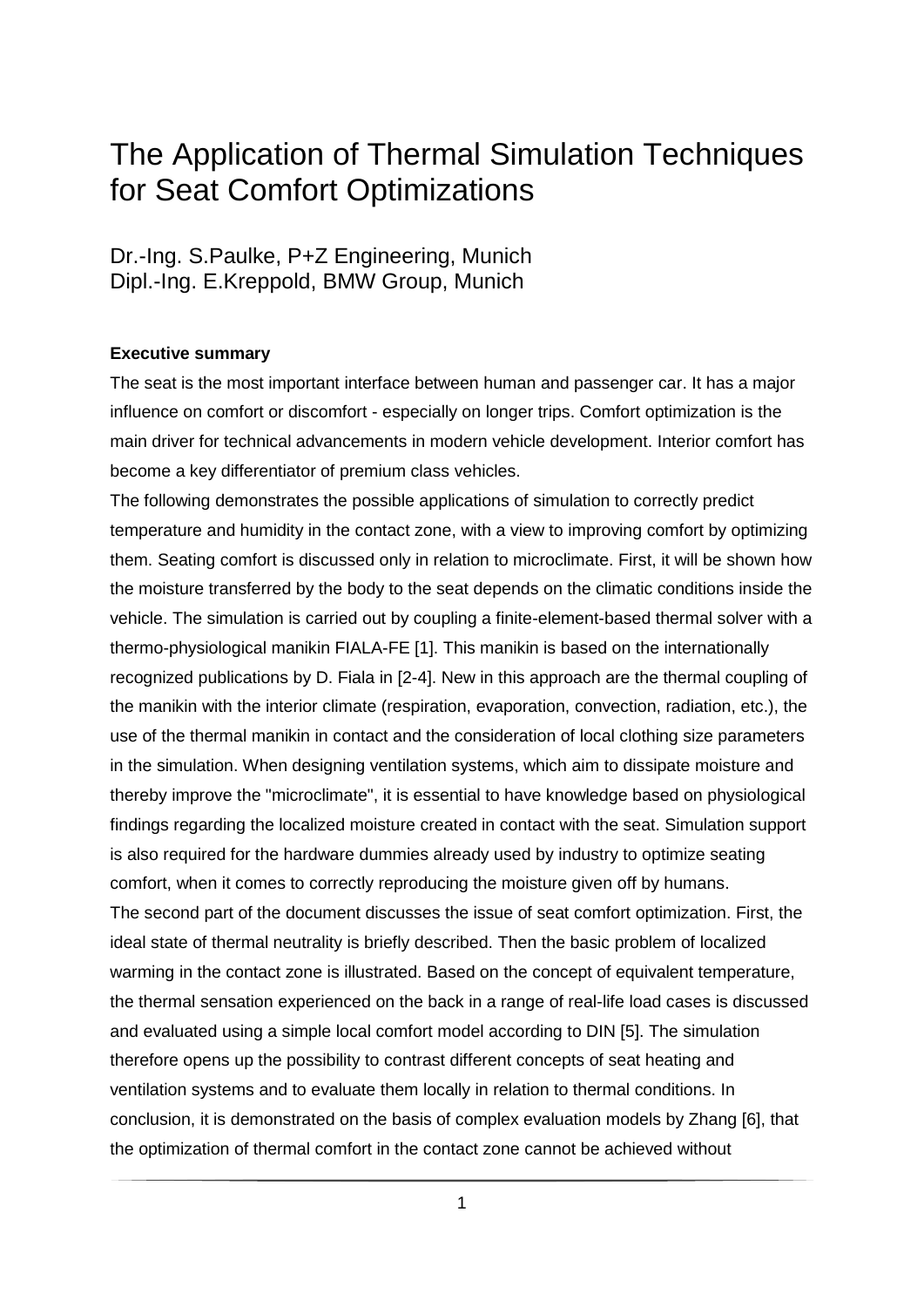# The Application of Thermal Simulation Techniques for Seat Comfort Optimizations

Dr.-Ing. S.Paulke, P+Z Engineering, Munich
Dipl.-Ing. E.Kreppold, BMW Group, Munich

**Executive summary**

The seat is the most important interface between human and passenger car. It has a major influence on comfort or discomfort - especially on longer trips. Comfort optimization is the main driver for technical advancements in modern vehicle development. Interior comfort has become a key differentiator of premium class vehicles.

The following demonstrates the possible applications of simulation to correctly predict temperature and humidity in the contact zone, with a view to improving comfort by optimizing them. Seating comfort is discussed only in relation to microclimate. First, it will be shown how the moisture transferred by the body to the seat depends on the climatic conditions inside the vehicle. The simulation is carried out by coupling a finite-element-based thermal solver with a thermo-physiological manikin FIALA-FE [1]. This manikin is based on the internationally recognized publications by D. Fiala in [2-4]. New in this approach are the thermal coupling of the manikin with the interior climate (respiration, evaporation, convection, radiation, etc.), the use of the thermal manikin in contact and the consideration of local clothing size parameters in the simulation. When designing ventilation systems, which aim to dissipate moisture and thereby improve the "microclimate", it is essential to have knowledge based on physiological findings regarding the localized moisture created in contact with the seat. Simulation support is also required for the hardware dummies already used by industry to optimize seating comfort, when it comes to correctly reproducing the moisture given off by humans.

The second part of the document discusses the issue of seat comfort optimization. First, the ideal state of thermal neutrality is briefly described. Then the basic problem of localized warming in the contact zone is illustrated. Based on the concept of equivalent temperature, the thermal sensation experienced on the back in a range of real-life load cases is discussed and evaluated using a simple local comfort model according to DIN [5]. The simulation therefore opens up the possibility to contrast different concepts of seat heating and ventilation systems and to evaluate them locally in relation to thermal conditions. In conclusion, it is demonstrated on the basis of complex evaluation models by Zhang [6], that the optimization of thermal comfort in the contact zone cannot be achieved without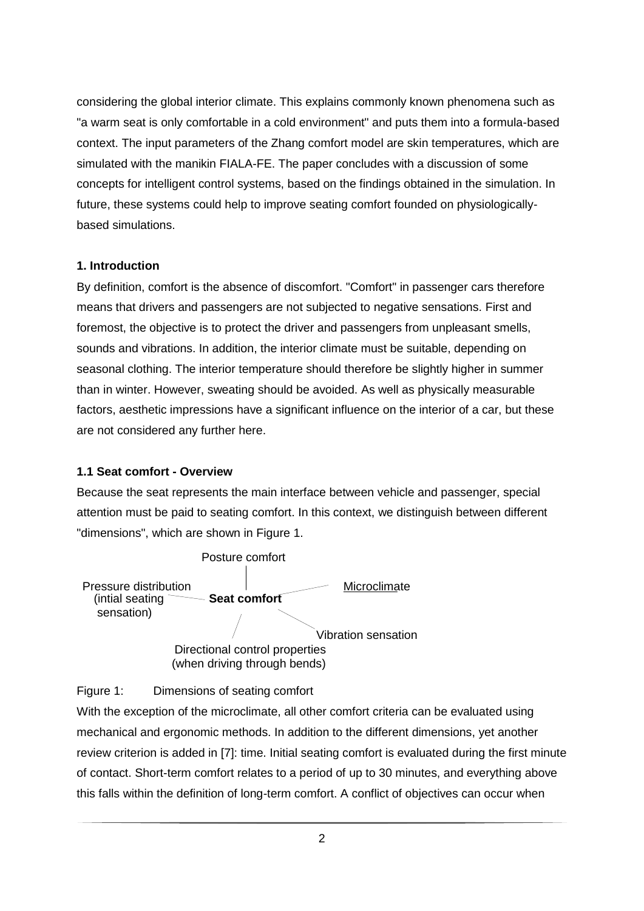considering the global interior climate. This explains commonly known phenomena such as "a warm seat is only comfortable in a cold environment" and puts them into a formula-based context. The input parameters of the Zhang comfort model are skin temperatures, which are simulated with the manikin FIALA-FE. The paper concludes with a discussion of some concepts for intelligent control systems, based on the findings obtained in the simulation. In future, these systems could help to improve seating comfort founded on physiologically-based simulations.

### 1. Introduction

By definition, comfort is the absence of discomfort. "Comfort" in passenger cars therefore means that drivers and passengers are not subjected to negative sensations. First and foremost, the objective is to protect the driver and passengers from unpleasant smells, sounds and vibrations. In addition, the interior climate must be suitable, depending on seasonal clothing. The interior temperature should therefore be slightly higher in summer than in winter. However, sweating should be avoided. As well as physically measurable factors, aesthetic impressions have a significant influence on the interior of a car, but these are not considered any further here.

### 1.1 Seat comfort - Overview

Because the seat represents the main interface between vehicle and passenger, special attention must be paid to seating comfort. In this context, we distinguish between different "dimensions", which are shown in Figure 1.

Posture comfort

Pressure distribution (intial seating sensation)

**Seat comfort**

Microclimate

Vibration sensation

Directional control properties (when driving through bends)

Figure 1: Dimensions of seating comfort

With the exception of the microclimate, all other comfort criteria can be evaluated using mechanical and ergonomic methods. In addition to the different dimensions, yet another review criterion is added in [7]: time. Initial seating comfort is evaluated during the first minute of contact. Short-term comfort relates to a period of up to 30 minutes, and everything above this falls within the definition of long-term comfort. A conflict of objectives can occur when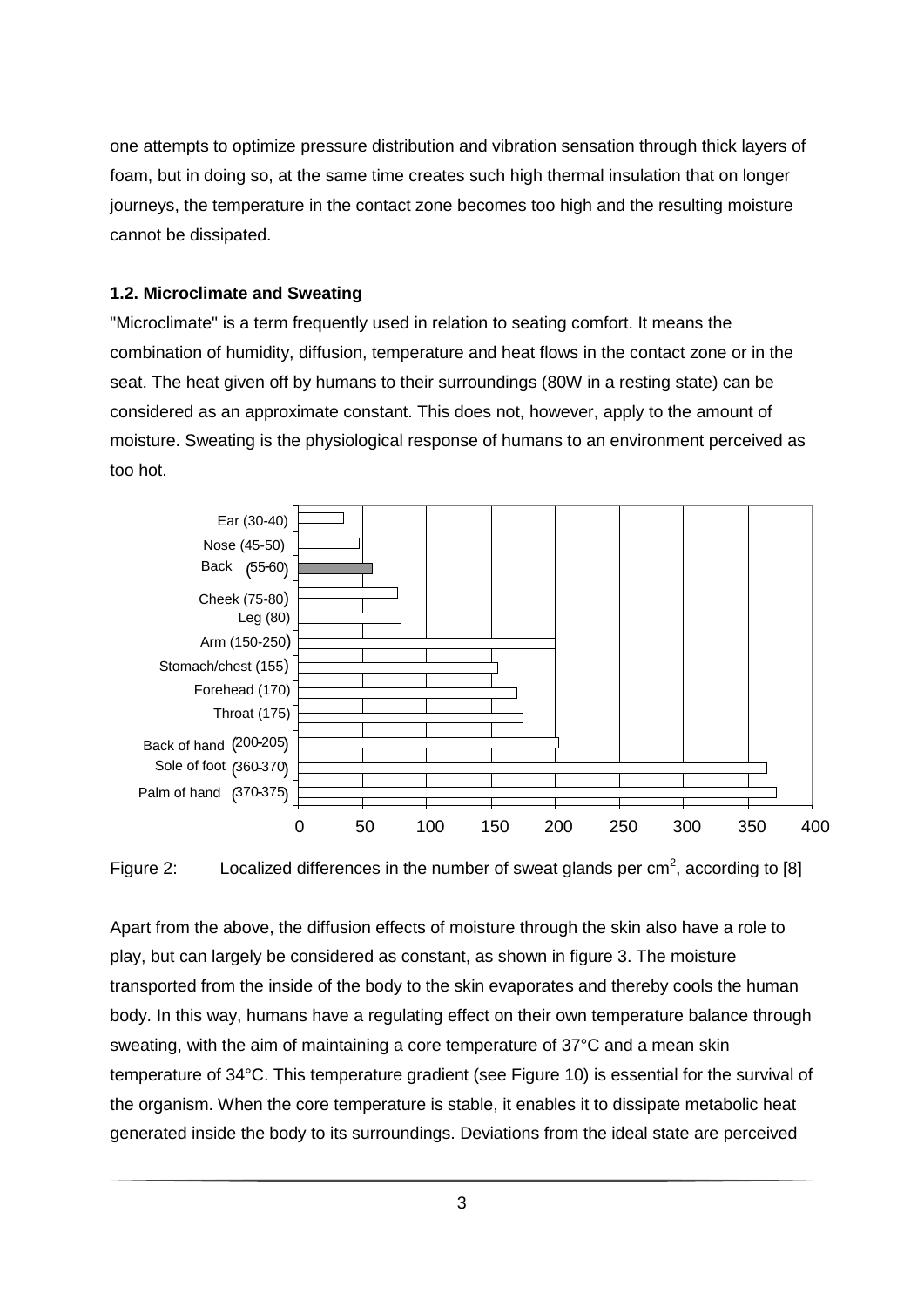one attempts to optimize pressure distribution and vibration sensation through thick layers of foam, but in doing so, at the same time creates such high thermal insulation that on longer journeys, the temperature in the contact zone becomes too high and the resulting moisture cannot be dissipated.

### 1.2. Microclimate and Sweating

"Microclimate" is a term frequently used in relation to seating comfort. It means the combination of humidity, diffusion, temperature and heat flows in the contact zone or in the seat. The heat given off by humans to their surroundings (80W in a resting state) can be considered as an approximate constant. This does not, however, apply to the amount of moisture. Sweating is the physiological response of humans to an environment perceived as too hot.

| Body region | Sweat glands per cm² |
|---|---|
| Ear | 30-40 |
| Nose | 45-50 |
| Back | 55-60 |
| Cheek | 75-80 |
| Leg | 80 |
| Arm | 150-250 |
| Stomach/chest | 155 |
| Forehead | 170 |
| Throat | 175 |
| Back of hand | 200-205 |
| Sole of foot | 360-370 |
| Palm of hand | 370-375 |

Figure 2: Localized differences in the number of sweat glands per cm$^2$, according to [8]

Apart from the above, the diffusion effects of moisture through the skin also have a role to play, but can largely be considered as constant, as shown in figure 3. The moisture transported from the inside of the body to the skin evaporates and thereby cools the human body. In this way, humans have a regulating effect on their own temperature balance through sweating, with the aim of maintaining a core temperature of 37°C and a mean skin temperature of 34°C. This temperature gradient (see Figure 10) is essential for the survival of the organism. When the core temperature is stable, it enables it to dissipate metabolic heat generated inside the body to its surroundings. Deviations from the ideal state are perceived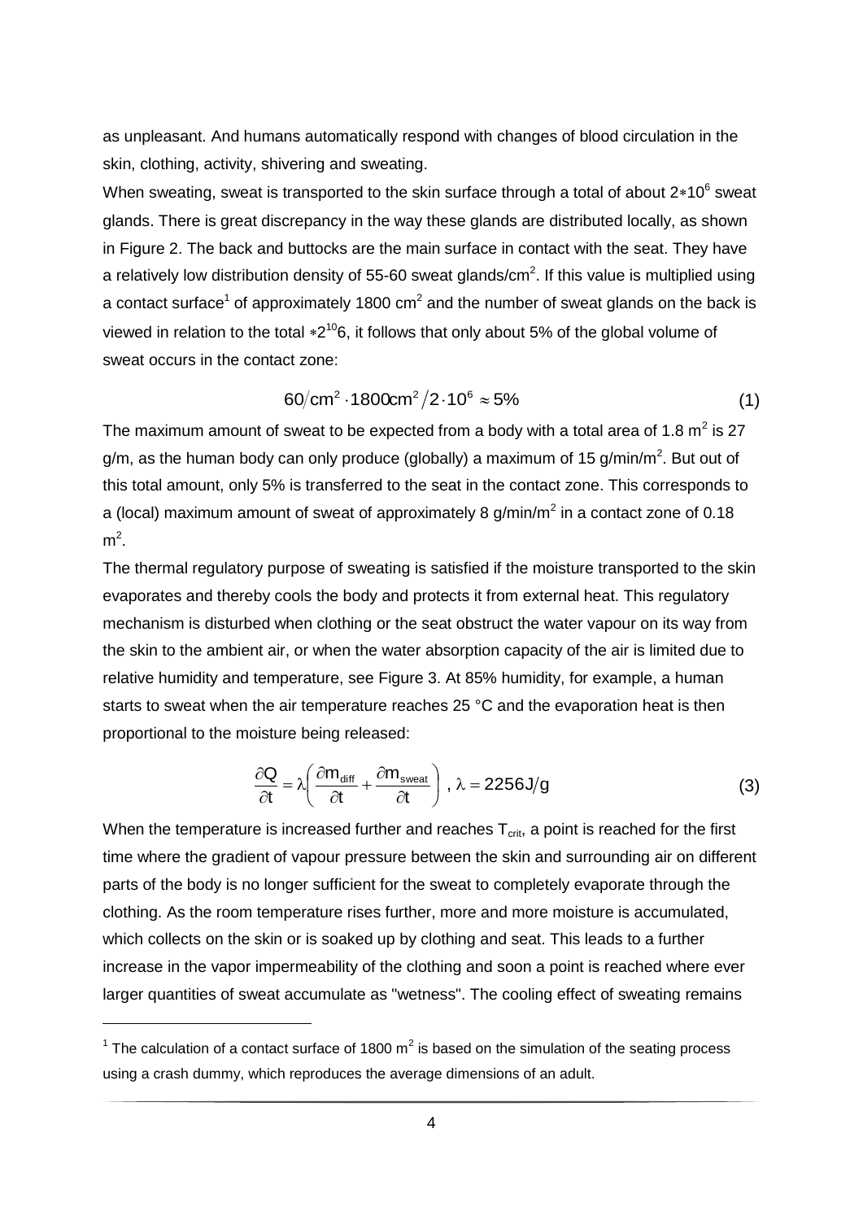as unpleasant. And humans automatically respond with changes of blood circulation in the skin, clothing, activity, shivering and sweating.

When sweating, sweat is transported to the skin surface through a total of about $2*10^6$ sweat glands. There is great discrepancy in the way these glands are distributed locally, as shown in Figure 2. The back and buttocks are the main surface in contact with the seat. They have a relatively low distribution density of 55-60 sweat glands/cm$^2$. If this value is multiplied using a contact surface[1] of approximately 1800 cm$^2$ and the number of sweat glands on the back is viewed in relation to the total $*2^{10}6$, it follows that only about 5% of the global volume of sweat occurs in the contact zone:

$$60/\text{cm}^2 \cdot 1800\text{cm}^2 / 2 \cdot 10^6 \approx 5\% \tag{1}$$

The maximum amount of sweat to be expected from a body with a total area of 1.8 m$^2$ is 27 g/m, as the human body can only produce (globally) a maximum of 15 g/min/m$^2$. But out of this total amount, only 5% is transferred to the seat in the contact zone. This corresponds to a (local) maximum amount of sweat of approximately 8 g/min/m$^2$ in a contact zone of 0.18 m$^2$.

The thermal regulatory purpose of sweating is satisfied if the moisture transported to the skin evaporates and thereby cools the body and protects it from external heat. This regulatory mechanism is disturbed when clothing or the seat obstruct the water vapour on its way from the skin to the ambient air, or when the water absorption capacity of the air is limited due to relative humidity and temperature, see Figure 3. At 85% humidity, for example, a human starts to sweat when the air temperature reaches 25 °C and the evaporation heat is then proportional to the moisture being released:

$$\frac{\partial Q}{\partial t} = \lambda \left( \frac{\partial m_{diff}}{\partial t} + \frac{\partial m_{sweat}}{\partial t} \right) \text{, } \lambda = 2256\text{J/g} \tag{3}$$

When the temperature is increased further and reaches $T_{crit}$, a point is reached for the first time where the gradient of vapour pressure between the skin and surrounding air on different parts of the body is no longer sufficient for the sweat to completely evaporate through the clothing. As the room temperature rises further, more and more moisture is accumulated, which collects on the skin or is soaked up by clothing and seat. This leads to a further increase in the vapor impermeability of the clothing and soon a point is reached where ever larger quantities of sweat accumulate as "wetness". The cooling effect of sweating remains

[1] The calculation of a contact surface of 1800 m$^2$ is based on the simulation of the seating process using a crash dummy, which reproduces the average dimensions of an adult.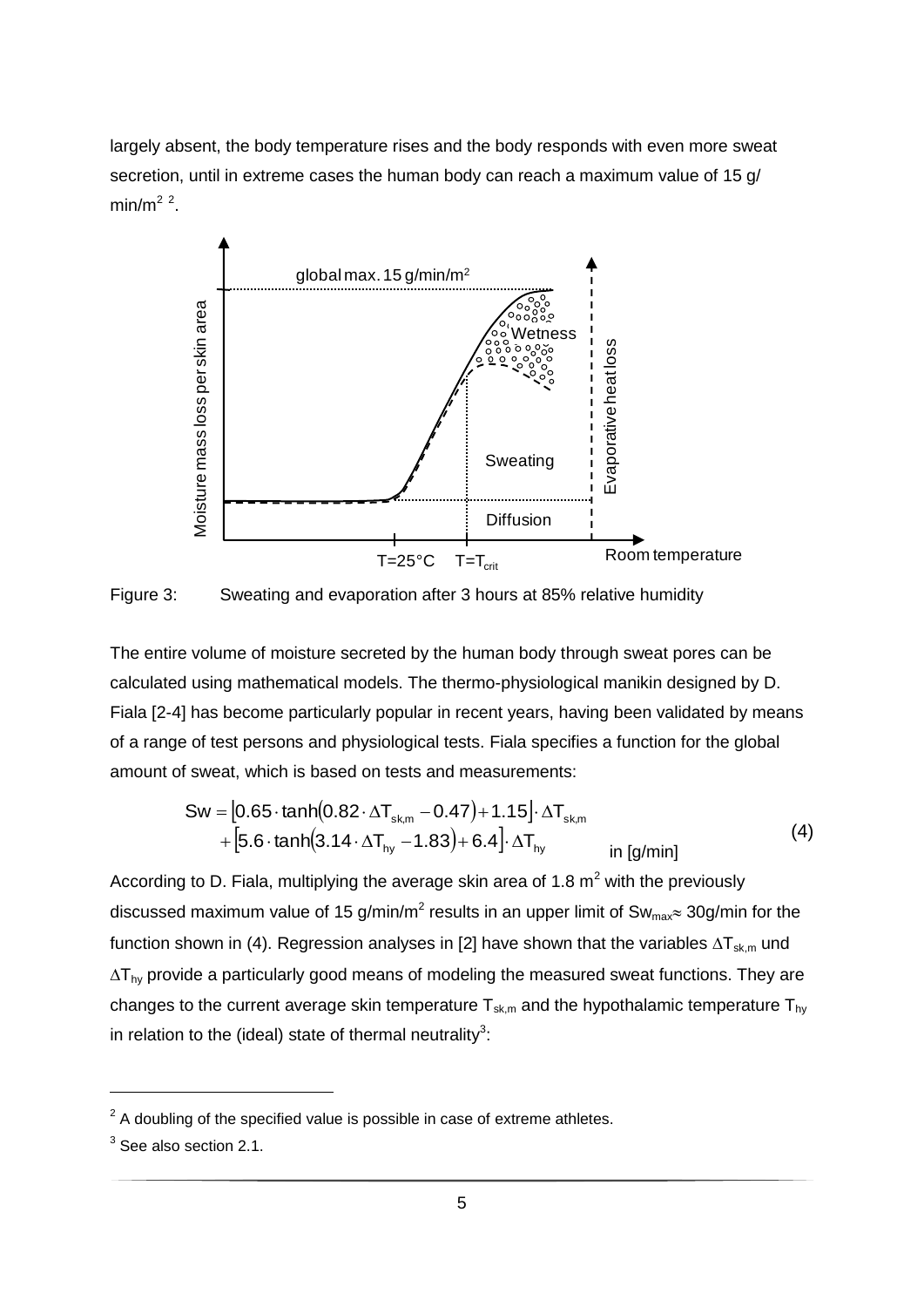largely absent, the body temperature rises and the body responds with even more sweat secretion, until in extreme cases the human body can reach a maximum value of 15 g/ min/m² [2].

Figure 3: Sweating and evaporation after 3 hours at 85% relative humidity

The entire volume of moisture secreted by the human body through sweat pores can be calculated using mathematical models. The thermo-physiological manikin designed by D. Fiala [2-4] has become particularly popular in recent years, having been validated by means of a range of test persons and physiological tests. Fiala specifies a function for the global amount of sweat, which is based on tests and measurements:

$$Sw = \left[0.65 \cdot \tanh\left(0.82 \cdot \Delta T_{sk,m} - 0.47\right) + 1.15\right] \cdot \Delta T_{sk,m} + \left[5.6 \cdot \tanh\left(3.14 \cdot \Delta T_{hy} - 1.83\right) + 6.4\right] \cdot \Delta T_{hy} \quad \text{in [g/min]} \tag{4}$$

According to D. Fiala, multiplying the average skin area of 1.8 m² with the previously discussed maximum value of 15 g/min/m² results in an upper limit of $Sw_{max} \approx$ 30g/min for the function shown in (4). Regression analyses in [2] have shown that the variables $\Delta T_{sk,m}$ und $\Delta T_{hy}$ provide a particularly good means of modeling the measured sweat functions. They are changes to the current average skin temperature $T_{sk,m}$ and the hypothalamic temperature $T_{hy}$ in relation to the (ideal) state of thermal neutrality[3]:

---

[2] A doubling of the specified value is possible in case of extreme athletes.

[3] See also section 2.1.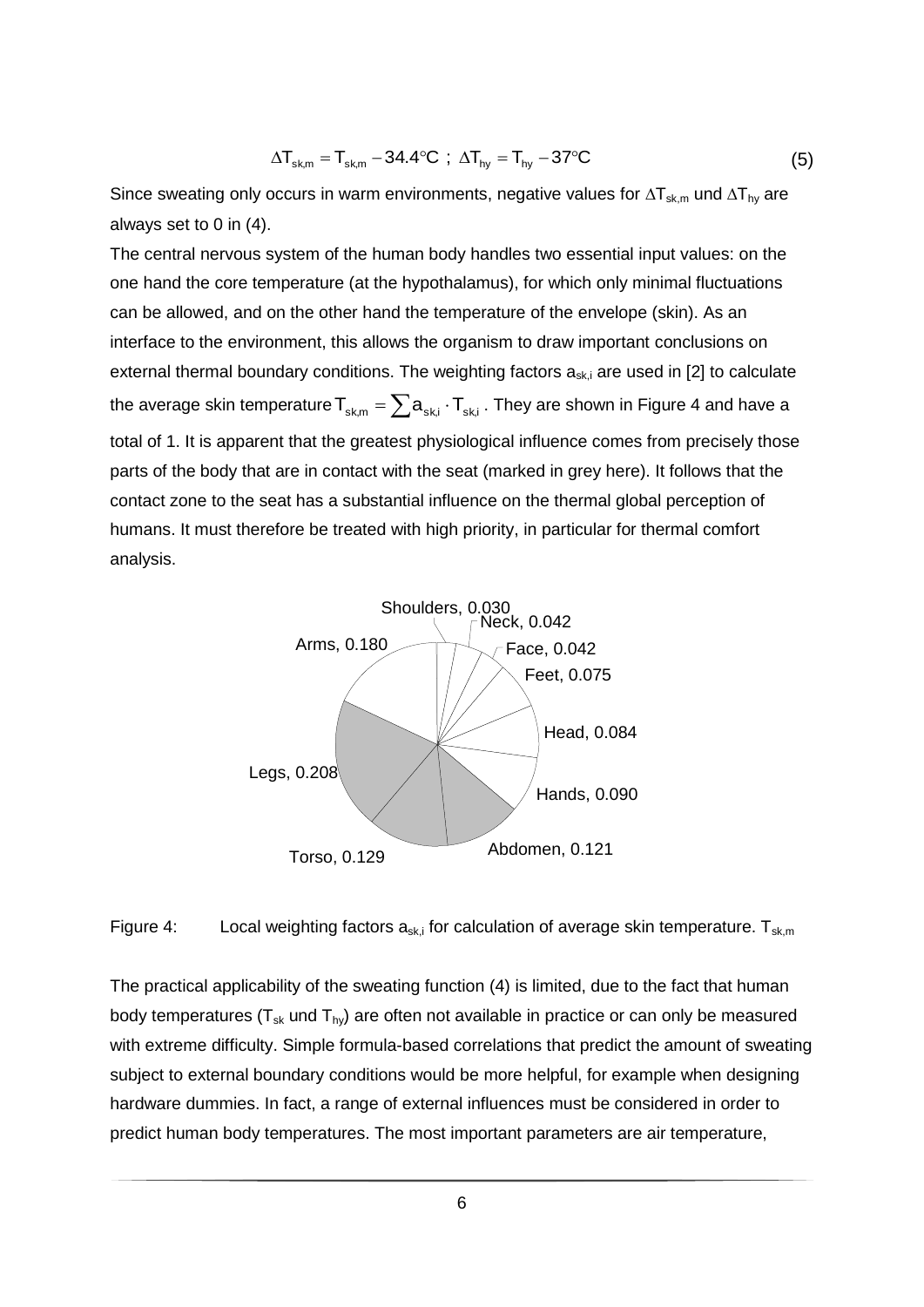$$\Delta T_{sk,m} = T_{sk,m} - 34.4°C \;;\; \Delta T_{hy} = T_{hy} - 37°C \tag{5}$$

Since sweating only occurs in warm environments, negative values for $\Delta T_{sk,m}$ und $\Delta T_{hy}$ are always set to 0 in (4).

The central nervous system of the human body handles two essential input values: on the one hand the core temperature (at the hypothalamus), for which only minimal fluctuations can be allowed, and on the other hand the temperature of the envelope (skin). As an interface to the environment, this allows the organism to draw important conclusions on external thermal boundary conditions. The weighting factors $a_{sk,i}$ are used in [2] to calculate the average skin temperature $T_{sk,m} = \sum a_{sk,i} \cdot T_{sk,i}$. They are shown in Figure 4 and have a total of 1. It is apparent that the greatest physiological influence comes from precisely those parts of the body that are in contact with the seat (marked in grey here). It follows that the contact zone to the seat has a substantial influence on the thermal global perception of humans. It must therefore be treated with high priority, in particular for thermal comfort analysis.

Shoulders, 0.030; Neck, 0.042; Face, 0.042; Feet, 0.075; Head, 0.084; Hands, 0.090; Abdomen, 0.121; Torso, 0.129; Legs, 0.208; Arms, 0.180

Figure 4: Local weighting factors $a_{sk,i}$ for calculation of average skin temperature. $T_{sk,m}$

The practical applicability of the sweating function (4) is limited, due to the fact that human body temperatures ($T_{sk}$ und $T_{hy}$) are often not available in practice or can only be measured with extreme difficulty. Simple formula-based correlations that predict the amount of sweating subject to external boundary conditions would be more helpful, for example when designing hardware dummies. In fact, a range of external influences must be considered in order to predict human body temperatures. The most important parameters are air temperature,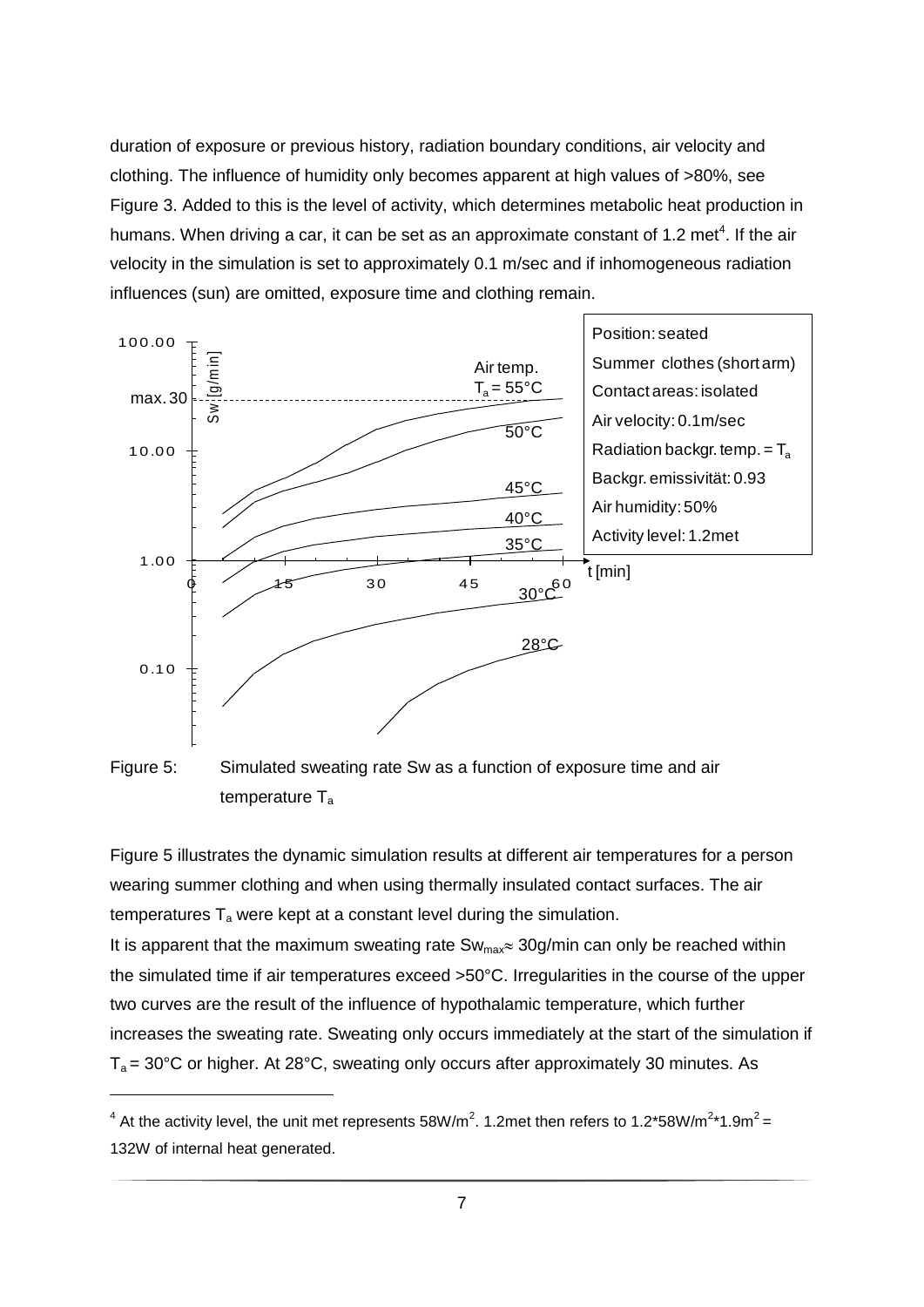duration of exposure or previous history, radiation boundary conditions, air velocity and clothing. The influence of humidity only becomes apparent at high values of >80%, see Figure 3. Added to this is the level of activity, which determines metabolic heat production in humans. When driving a car, it can be set as an approximate constant of 1.2 met[4]. If the air velocity in the simulation is set to approximately 0.1 m/sec and if inhomogeneous radiation influences (sun) are omitted, exposure time and clothing remain.

Figure 5: Simulated sweating rate Sw as a function of exposure time and air temperature $T_a$

Figure 5 illustrates the dynamic simulation results at different air temperatures for a person wearing summer clothing and when using thermally insulated contact surfaces. The air temperatures $T_a$ were kept at a constant level during the simulation.

It is apparent that the maximum sweating rate $Sw_{max} \approx$ 30g/min can only be reached within the simulated time if air temperatures exceed >50°C. Irregularities in the course of the upper two curves are the result of the influence of hypothalamic temperature, which further increases the sweating rate. Sweating only occurs immediately at the start of the simulation if $T_a$ = 30°C or higher. At 28°C, sweating only occurs after approximately 30 minutes. As

---

[4] At the activity level, the unit met represents 58W/m$^2$. 1.2met then refers to 1.2*58W/m$^2$*1.9m$^2$ = 132W of internal heat generated.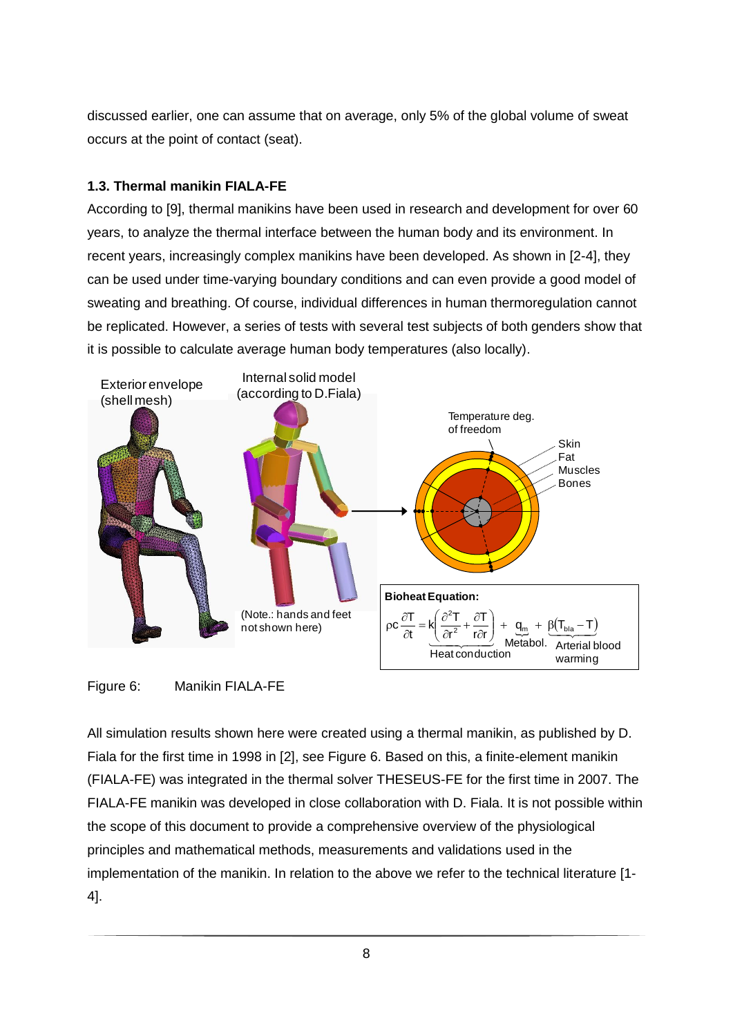discussed earlier, one can assume that on average, only 5% of the global volume of sweat occurs at the point of contact (seat).

### 1.3. Thermal manikin FIALA-FE

According to [9], thermal manikins have been used in research and development for over 60 years, to analyze the thermal interface between the human body and its environment. In recent years, increasingly complex manikins have been developed. As shown in [2-4], they can be used under time-varying boundary conditions and can even provide a good model of sweating and breathing. Of course, individual differences in human thermoregulation cannot be replicated. However, a series of tests with several test subjects of both genders show that it is possible to calculate average human body temperatures (also locally).

Exterior envelope (shell mesh)

Internal solid model (according to D.Fiala)

(Note.: hands and feet not shown here)

Temperature deg. of freedom

Skin
Fat
Muscles
Bones

**Bioheat Equation:**

$$\rho c \frac{\partial T}{\partial t} = \underbrace{k\left(\frac{\partial^2 T}{\partial r^2} + \frac{\partial T}{r \partial r}\right)}_{\text{Heat conduction}} + \underbrace{q_m}_{\text{Metabol.}} + \underbrace{\beta(T_{bla} - T)}_{\text{Arterial blood warming}}$$

Figure 6: Manikin FIALA-FE

All simulation results shown here were created using a thermal manikin, as published by D. Fiala for the first time in 1998 in [2], see Figure 6. Based on this, a finite-element manikin (FIALA-FE) was integrated in the thermal solver THESEUS-FE for the first time in 2007. The FIALA-FE manikin was developed in close collaboration with D. Fiala. It is not possible within the scope of this document to provide a comprehensive overview of the physiological principles and mathematical methods, measurements and validations used in the implementation of the manikin. In relation to the above we refer to the technical literature [1-4].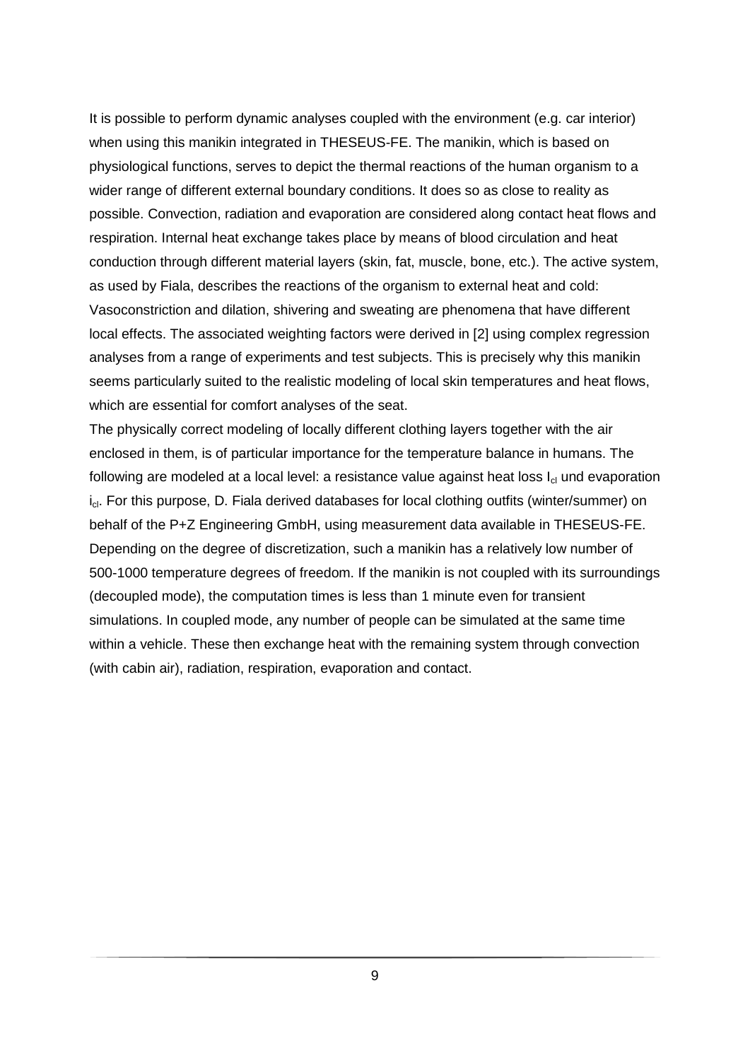It is possible to perform dynamic analyses coupled with the environment (e.g. car interior) when using this manikin integrated in THESEUS-FE. The manikin, which is based on physiological functions, serves to depict the thermal reactions of the human organism to a wider range of different external boundary conditions. It does so as close to reality as possible. Convection, radiation and evaporation are considered along contact heat flows and respiration. Internal heat exchange takes place by means of blood circulation and heat conduction through different material layers (skin, fat, muscle, bone, etc.). The active system, as used by Fiala, describes the reactions of the organism to external heat and cold: Vasoconstriction and dilation, shivering and sweating are phenomena that have different local effects. The associated weighting factors were derived in [2] using complex regression analyses from a range of experiments and test subjects. This is precisely why this manikin seems particularly suited to the realistic modeling of local skin temperatures and heat flows, which are essential for comfort analyses of the seat.

The physically correct modeling of locally different clothing layers together with the air enclosed in them, is of particular importance for the temperature balance in humans. The following are modeled at a local level: a resistance value against heat loss $I_{cl}$ und evaporation $i_{cl}$. For this purpose, D. Fiala derived databases for local clothing outfits (winter/summer) on behalf of the P+Z Engineering GmbH, using measurement data available in THESEUS-FE. Depending on the degree of discretization, such a manikin has a relatively low number of 500-1000 temperature degrees of freedom. If the manikin is not coupled with its surroundings (decoupled mode), the computation times is less than 1 minute even for transient simulations. In coupled mode, any number of people can be simulated at the same time within a vehicle. These then exchange heat with the remaining system through convection (with cabin air), radiation, respiration, evaporation and contact.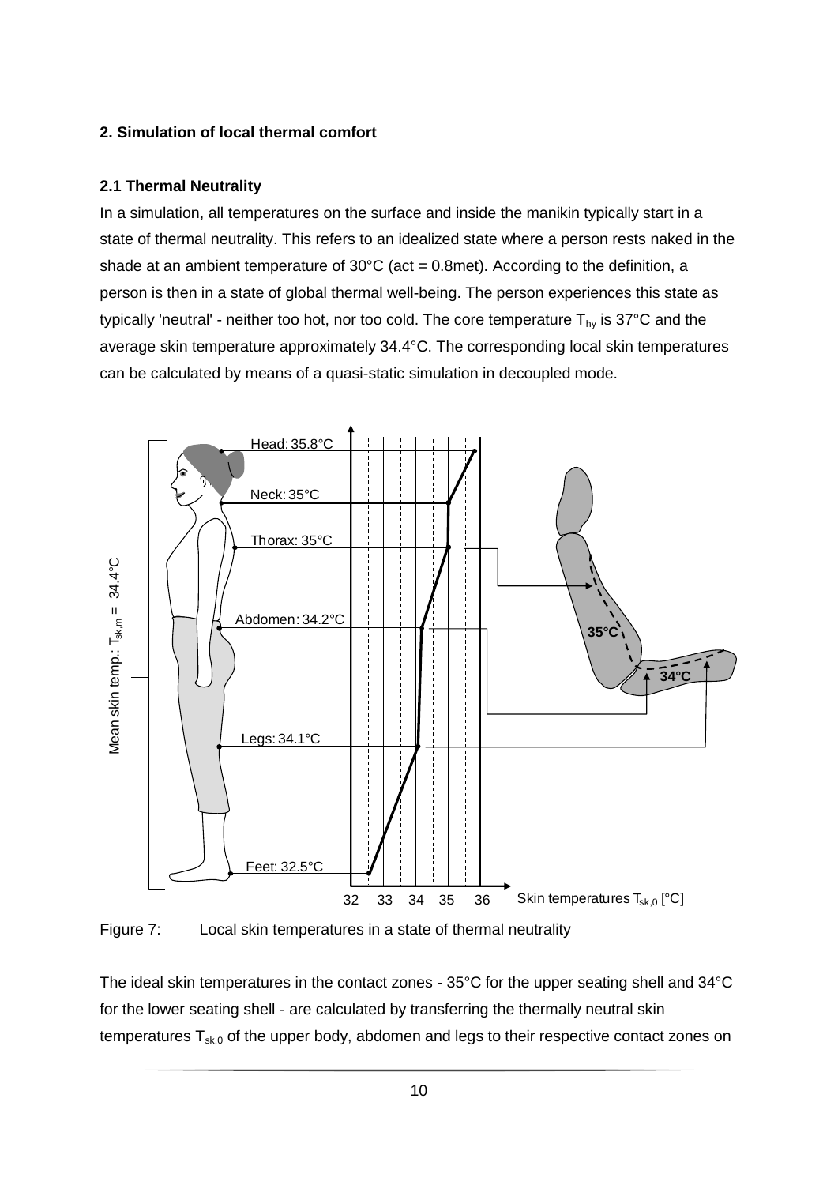## 2. Simulation of local thermal comfort

### 2.1 Thermal Neutrality

In a simulation, all temperatures on the surface and inside the manikin typically start in a state of thermal neutrality. This refers to an idealized state where a person rests naked in the shade at an ambient temperature of 30°C (act = 0.8met). According to the definition, a person is then in a state of global thermal well-being. The person experiences this state as typically 'neutral' - neither too hot, nor too cold. The core temperature $T_{hy}$ is 37°C and the average skin temperature approximately 34.4°C. The corresponding local skin temperatures can be calculated by means of a quasi-static simulation in decoupled mode.

Figure 7: Local skin temperatures in a state of thermal neutrality

The ideal skin temperatures in the contact zones - 35°C for the upper seating shell and 34°C for the lower seating shell - are calculated by transferring the thermally neutral skin temperatures $T_{sk,0}$ of the upper body, abdomen and legs to their respective contact zones on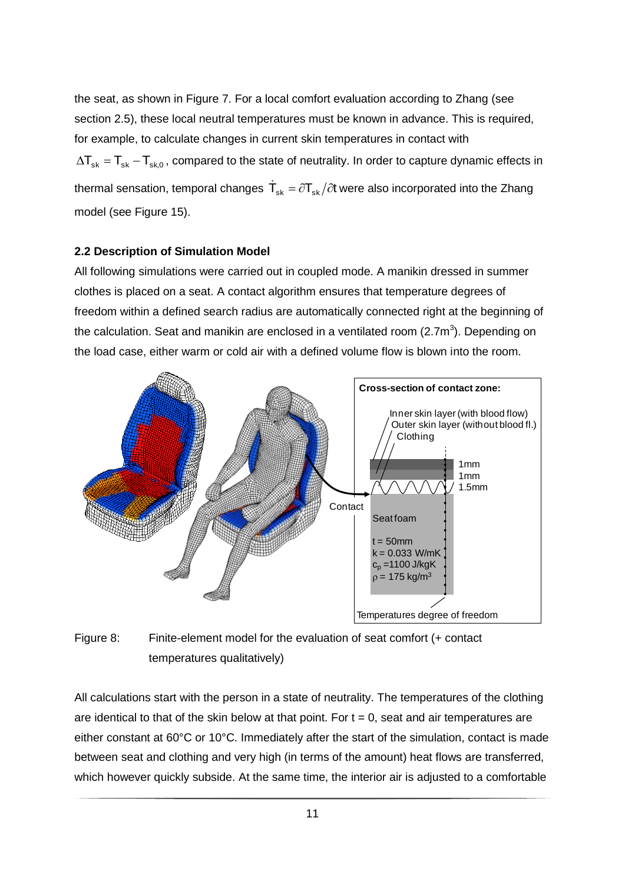the seat, as shown in Figure 7. For a local comfort evaluation according to Zhang (see section 2.5), these local neutral temperatures must be known in advance. This is required, for example, to calculate changes in current skin temperatures in contact with $\Delta T_{sk} = T_{sk} - T_{sk,0}$, compared to the state of neutrality. In order to capture dynamic effects in thermal sensation, temporal changes $\dot{T}_{sk} = \partial T_{sk}/\partial t$ were also incorporated into the Zhang model (see Figure 15).

## 2.2 Description of Simulation Model

All following simulations were carried out in coupled mode. A manikin dressed in summer clothes is placed on a seat. A contact algorithm ensures that temperature degrees of freedom within a defined search radius are automatically connected right at the beginning of the calculation. Seat and manikin are enclosed in a ventilated room (2.7m$^3$). Depending on the load case, either warm or cold air with a defined volume flow is blown into the room.

Figure 8: Finite-element model for the evaluation of seat comfort (+ contact temperatures qualitatively)

All calculations start with the person in a state of neutrality. The temperatures of the clothing are identical to that of the skin below at that point. For t = 0, seat and air temperatures are either constant at 60°C or 10°C. Immediately after the start of the simulation, contact is made between seat and clothing and very high (in terms of the amount) heat flows are transferred, which however quickly subside. At the same time, the interior air is adjusted to a comfortable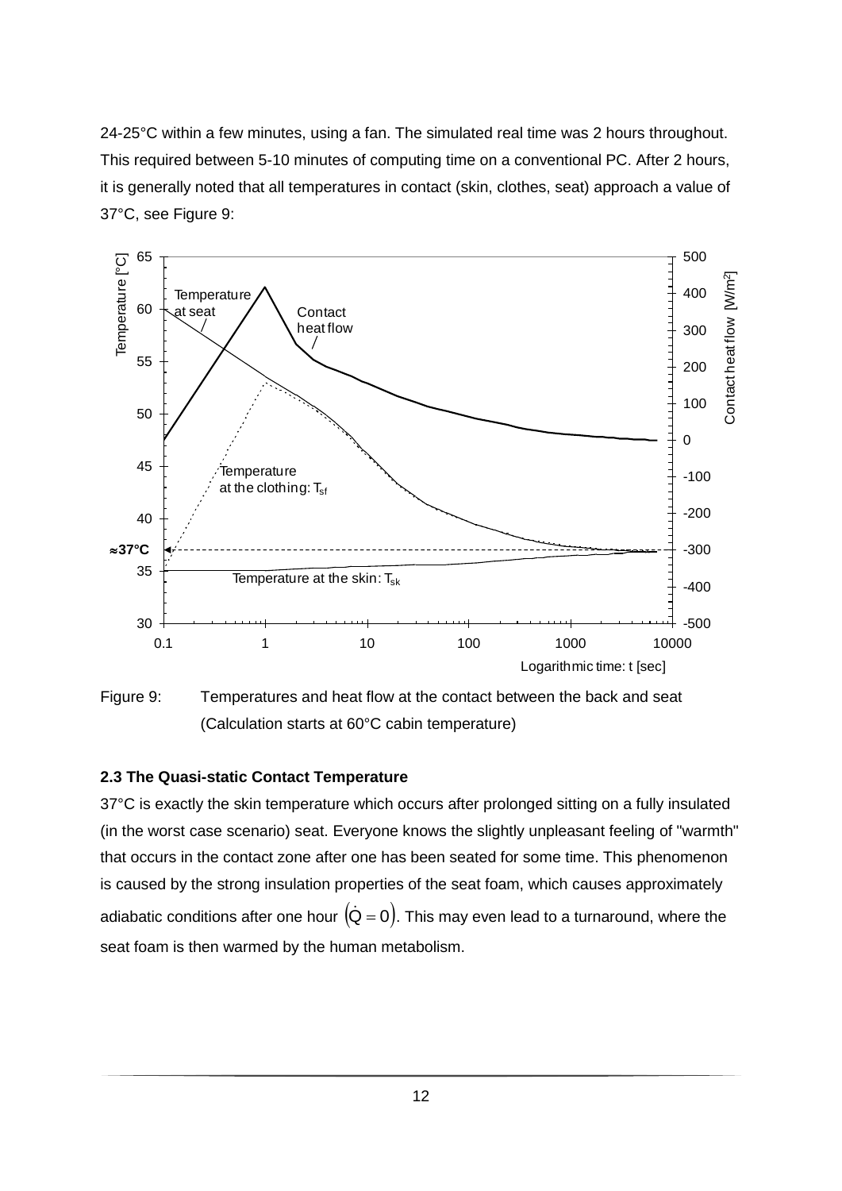24-25°C within a few minutes, using a fan. The simulated real time was 2 hours throughout. This required between 5-10 minutes of computing time on a conventional PC. After 2 hours, it is generally noted that all temperatures in contact (skin, clothes, seat) approach a value of 37°C, see Figure 9:

Figure 9: Temperatures and heat flow at the contact between the back and seat (Calculation starts at 60°C cabin temperature)

### 2.3 The Quasi-static Contact Temperature

37°C is exactly the skin temperature which occurs after prolonged sitting on a fully insulated (in the worst case scenario) seat. Everyone knows the slightly unpleasant feeling of "warmth" that occurs in the contact zone after one has been seated for some time. This phenomenon is caused by the strong insulation properties of the seat foam, which causes approximately adiabatic conditions after one hour $(\dot{Q} = 0)$. This may even lead to a turnaround, where the seat foam is then warmed by the human metabolism.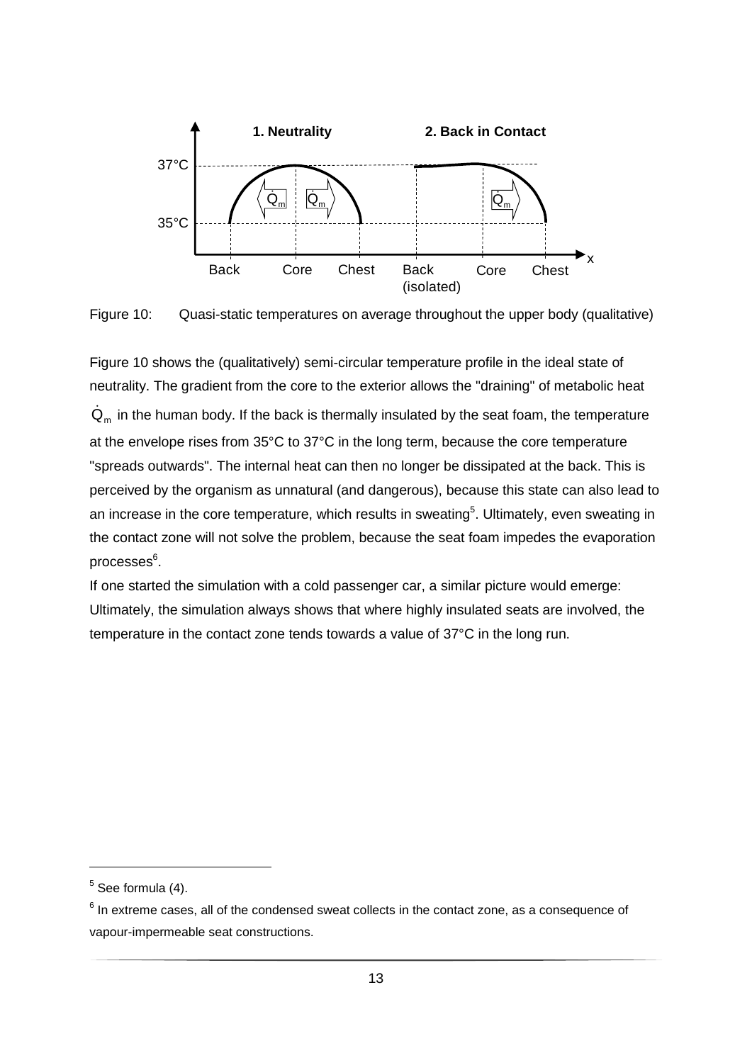Figure 10: Quasi-static temperatures on average throughout the upper body (qualitative)

Figure 10 shows the (qualitatively) semi-circular temperature profile in the ideal state of neutrality. The gradient from the core to the exterior allows the "draining" of metabolic heat $\dot{Q}_m$ in the human body. If the back is thermally insulated by the seat foam, the temperature at the envelope rises from 35°C to 37°C in the long term, because the core temperature "spreads outwards". The internal heat can then no longer be dissipated at the back. This is perceived by the organism as unnatural (and dangerous), because this state can also lead to an increase in the core temperature, which results in sweating[5]. Ultimately, even sweating in the contact zone will not solve the problem, because the seat foam impedes the evaporation processes[6].

If one started the simulation with a cold passenger car, a similar picture would emerge: Ultimately, the simulation always shows that where highly insulated seats are involved, the temperature in the contact zone tends towards a value of 37°C in the long run.

---

[5] See formula (4).

[6] In extreme cases, all of the condensed sweat collects in the contact zone, as a consequence of vapour-impermeable seat constructions.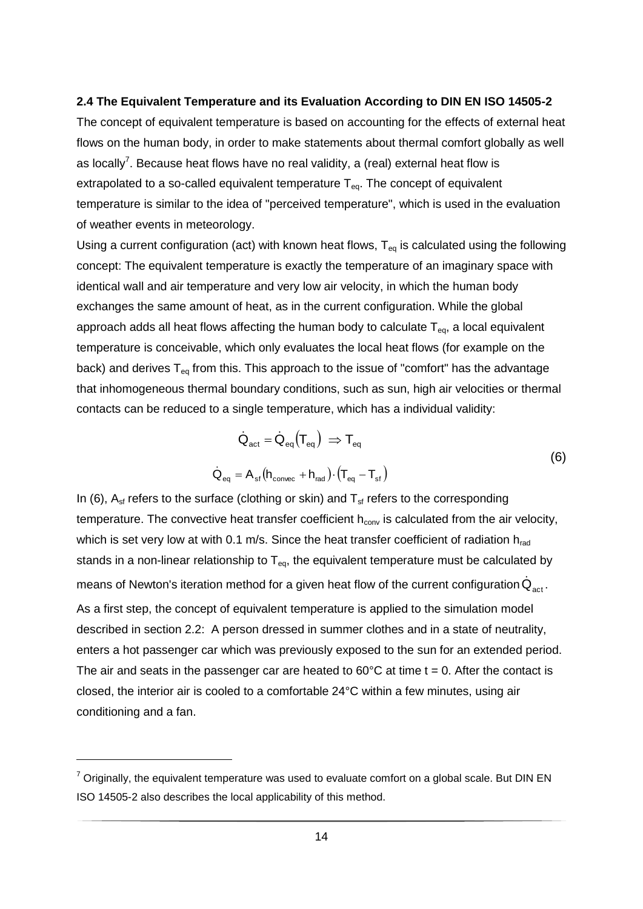### 2.4 The Equivalent Temperature and its Evaluation According to DIN EN ISO 14505-2

The concept of equivalent temperature is based on accounting for the effects of external heat flows on the human body, in order to make statements about thermal comfort globally as well as locally[7]. Because heat flows have no real validity, a (real) external heat flow is extrapolated to a so-called equivalent temperature $T_{eq}$. The concept of equivalent temperature is similar to the idea of "perceived temperature", which is used in the evaluation of weather events in meteorology.

Using a current configuration (act) with known heat flows, $T_{eq}$ is calculated using the following concept: The equivalent temperature is exactly the temperature of an imaginary space with identical wall and air temperature and very low air velocity, in which the human body exchanges the same amount of heat, as in the current configuration. While the global approach adds all heat flows affecting the human body to calculate $T_{eq}$, a local equivalent temperature is conceivable, which only evaluates the local heat flows (for example on the back) and derives $T_{eq}$ from this. This approach to the issue of "comfort" has the advantage that inhomogeneous thermal boundary conditions, such as sun, high air velocities or thermal contacts can be reduced to a single temperature, which has a individual validity:

$$
\begin{aligned}
\dot{Q}_{act} &= \dot{Q}_{eq}\left(T_{eq}\right) \;\Rightarrow T_{eq} \\
\dot{Q}_{eq} &= A_{sf}\left(h_{convec} + h_{rad}\right) \cdot \left(T_{eq} - T_{sf}\right)
\end{aligned}
\tag{6}
$$

In (6), $A_{sf}$ refers to the surface (clothing or skin) and $T_{sf}$ refers to the corresponding temperature. The convective heat transfer coefficient $h_{conv}$ is calculated from the air velocity, which is set very low at with 0.1 m/s. Since the heat transfer coefficient of radiation $h_{rad}$ stands in a non-linear relationship to $T_{eq}$, the equivalent temperature must be calculated by means of Newton's iteration method for a given heat flow of the current configuration $\dot{Q}_{act}$.

As a first step, the concept of equivalent temperature is applied to the simulation model described in section 2.2: A person dressed in summer clothes and in a state of neutrality, enters a hot passenger car which was previously exposed to the sun for an extended period. The air and seats in the passenger car are heated to 60°C at time t = 0. After the contact is closed, the interior air is cooled to a comfortable 24°C within a few minutes, using air conditioning and a fan.

---

[7] Originally, the equivalent temperature was used to evaluate comfort on a global scale. But DIN EN ISO 14505-2 also describes the local applicability of this method.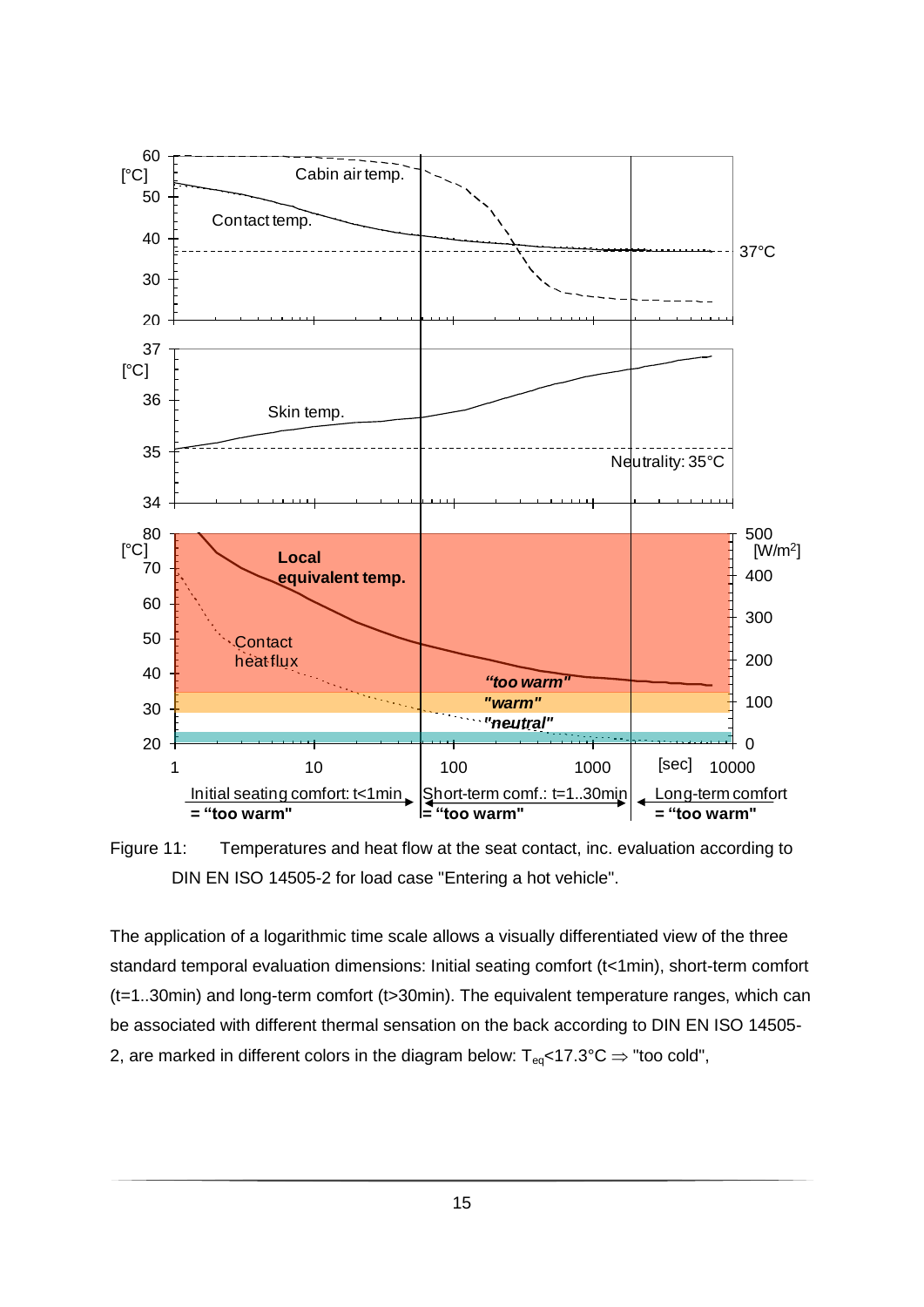Figure 11: Temperatures and heat flow at the seat contact, inc. evaluation according to DIN EN ISO 14505-2 for load case "Entering a hot vehicle".

The application of a logarithmic time scale allows a visually differentiated view of the three standard temporal evaluation dimensions: Initial seating comfort (t<1min), short-term comfort (t=1..30min) and long-term comfort (t>30min). The equivalent temperature ranges, which can be associated with different thermal sensation on the back according to DIN EN ISO 14505-2, are marked in different colors in the diagram below: $T_{eq}$<17.3°C ⇒ "too cold",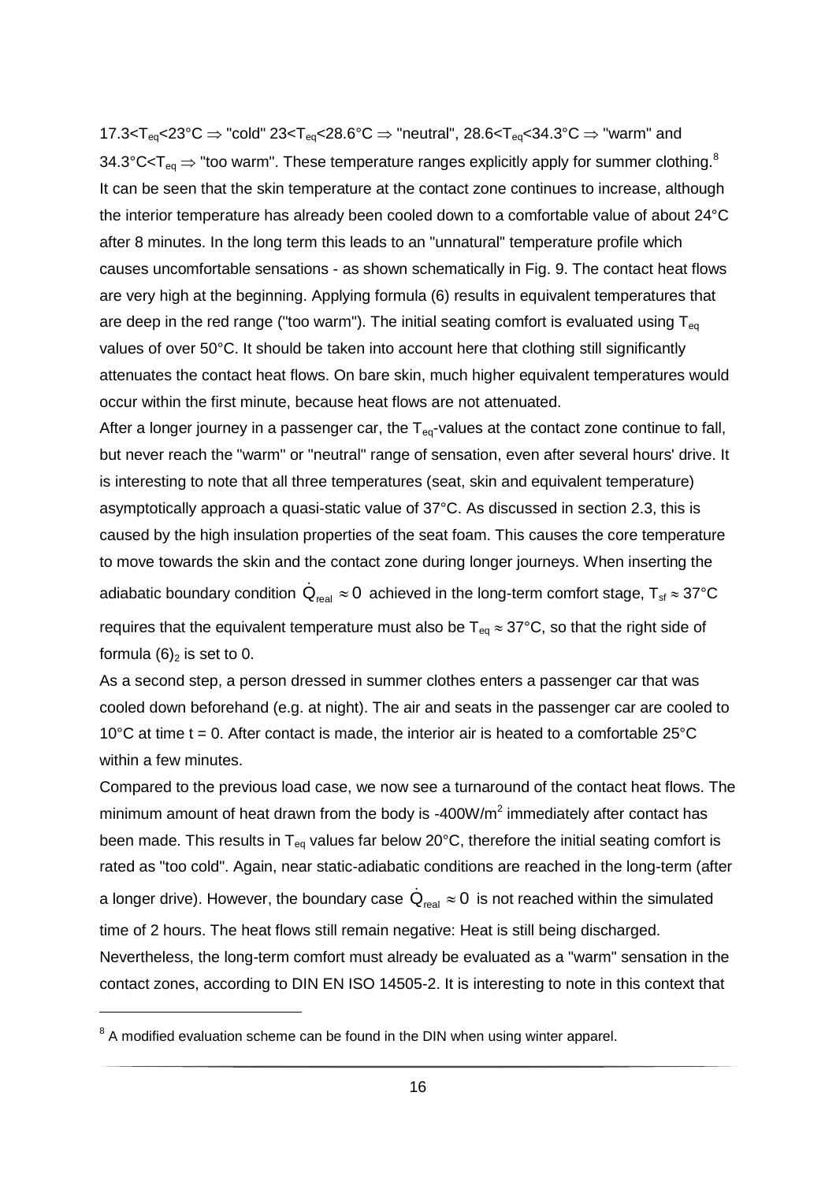$17.3 < T_{eq} < 23°C \Rightarrow$ "cold" $23 < T_{eq} < 28.6°C \Rightarrow$ "neutral", $28.6 < T_{eq} < 34.3°C \Rightarrow$ "warm" and $34.3°C < T_{eq} \Rightarrow$ "too warm". These temperature ranges explicitly apply for summer clothing.[8] It can be seen that the skin temperature at the contact zone continues to increase, although the interior temperature has already been cooled down to a comfortable value of about 24°C after 8 minutes. In the long term this leads to an "unnatural" temperature profile which causes uncomfortable sensations - as shown schematically in Fig. 9. The contact heat flows are very high at the beginning. Applying formula (6) results in equivalent temperatures that are deep in the red range ("too warm"). The initial seating comfort is evaluated using $T_{eq}$ values of over 50°C. It should be taken into account here that clothing still significantly attenuates the contact heat flows. On bare skin, much higher equivalent temperatures would occur within the first minute, because heat flows are not attenuated.

After a longer journey in a passenger car, the $T_{eq}$-values at the contact zone continue to fall, but never reach the "warm" or "neutral" range of sensation, even after several hours' drive. It is interesting to note that all three temperatures (seat, skin and equivalent temperature) asymptotically approach a quasi-static value of 37°C. As discussed in section 2.3, this is caused by the high insulation properties of the seat foam. This causes the core temperature to move towards the skin and the contact zone during longer journeys. When inserting the adiabatic boundary condition $\dot{Q}_{real} \approx 0$ achieved in the long-term comfort stage, $T_{sf} \approx 37°C$ requires that the equivalent temperature must also be $T_{eq} \approx 37°C$, so that the right side of formula $(6)_2$ is set to 0.

As a second step, a person dressed in summer clothes enters a passenger car that was cooled down beforehand (e.g. at night). The air and seats in the passenger car are cooled to 10°C at time t = 0. After contact is made, the interior air is heated to a comfortable 25°C within a few minutes.

Compared to the previous load case, we now see a turnaround of the contact heat flows. The minimum amount of heat drawn from the body is $-400 W/m^2$ immediately after contact has been made. This results in $T_{eq}$ values far below 20°C, therefore the initial seating comfort is rated as "too cold". Again, near static-adiabatic conditions are reached in the long-term (after a longer drive). However, the boundary case $\dot{Q}_{real} \approx 0$ is not reached within the simulated time of 2 hours. The heat flows still remain negative: Heat is still being discharged. Nevertheless, the long-term comfort must already be evaluated as a "warm" sensation in the contact zones, according to DIN EN ISO 14505-2. It is interesting to note in this context that

[8] A modified evaluation scheme can be found in the DIN when using winter apparel.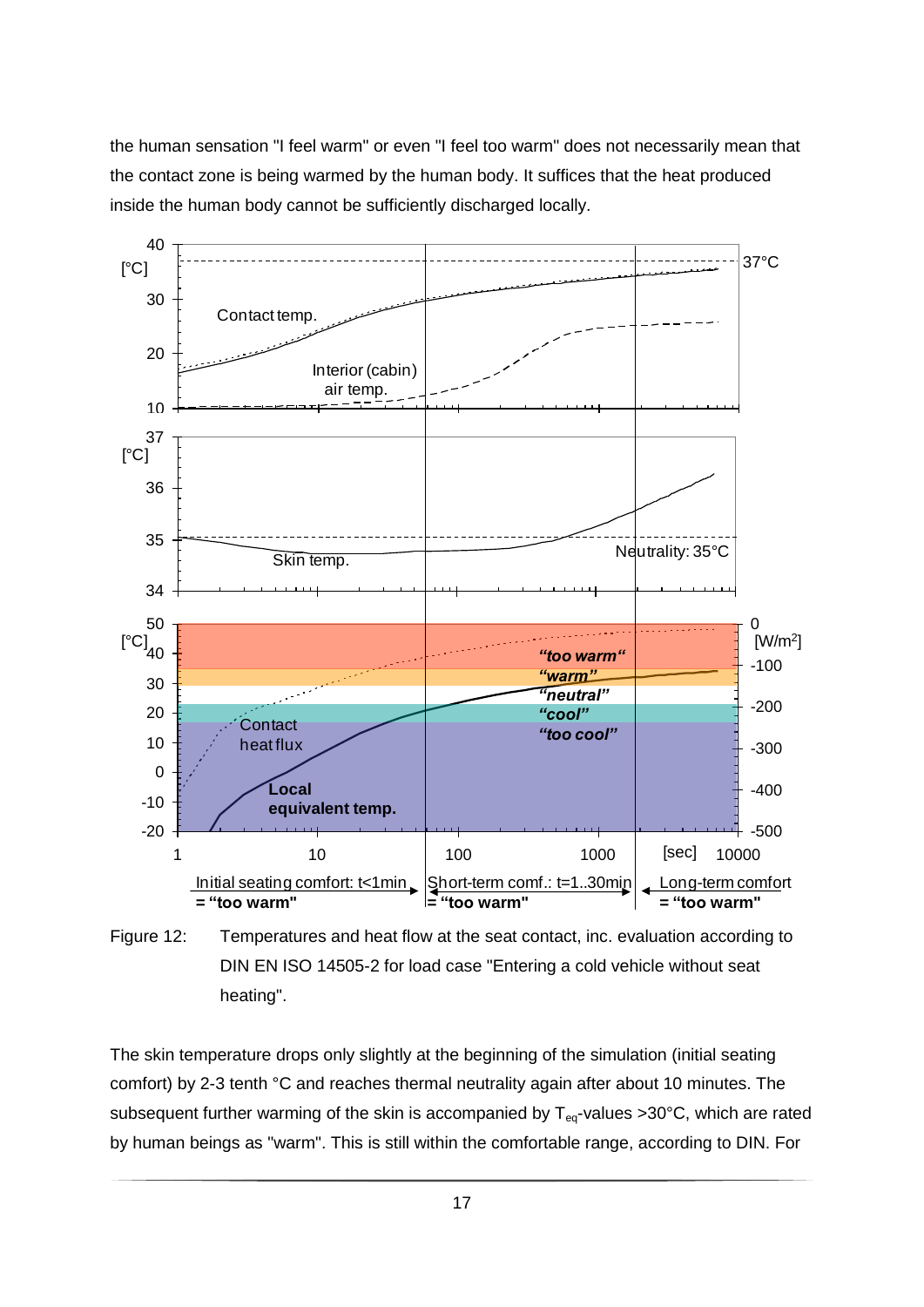the human sensation "I feel warm" or even "I feel too warm" does not necessarily mean that the contact zone is being warmed by the human body. It suffices that the heat produced inside the human body cannot be sufficiently discharged locally.

Figure 12: Temperatures and heat flow at the seat contact, inc. evaluation according to DIN EN ISO 14505-2 for load case "Entering a cold vehicle without seat heating".

The skin temperature drops only slightly at the beginning of the simulation (initial seating comfort) by 2-3 tenth °C and reaches thermal neutrality again after about 10 minutes. The subsequent further warming of the skin is accompanied by $T_{eq}$-values >30°C, which are rated by human beings as "warm". This is still within the comfortable range, according to DIN. For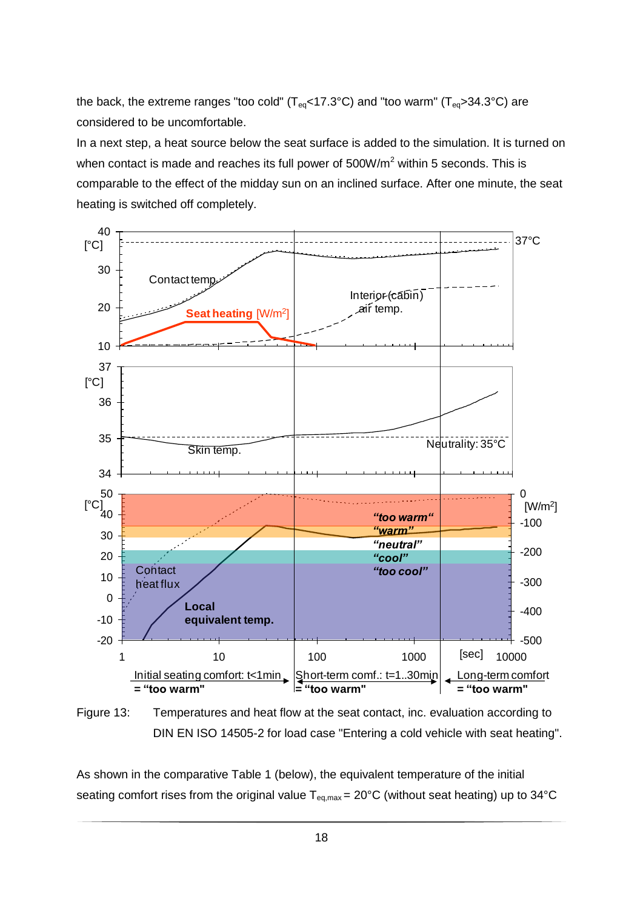the back, the extreme ranges "too cold" ($T_{eq}$<17.3°C) and "too warm" ($T_{eq}$>34.3°C) are considered to be uncomfortable.

In a next step, a heat source below the seat surface is added to the simulation. It is turned on when contact is made and reaches its full power of 500W/$m^2$ within 5 seconds. This is comparable to the effect of the midday sun on an inclined surface. After one minute, the seat heating is switched off completely.

Figure 13: Temperatures and heat flow at the seat contact, inc. evaluation according to DIN EN ISO 14505-2 for load case "Entering a cold vehicle with seat heating".

As shown in the comparative Table 1 (below), the equivalent temperature of the initial seating comfort rises from the original value $T_{eq,max}$ = 20°C (without seat heating) up to 34°C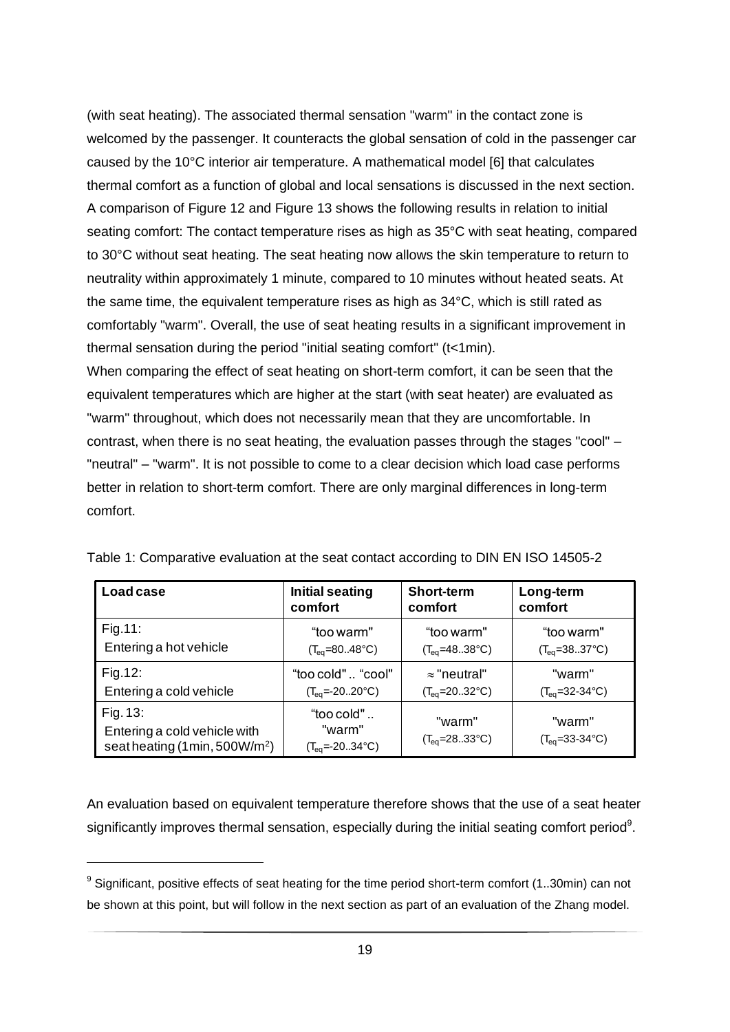(with seat heating). The associated thermal sensation "warm" in the contact zone is welcomed by the passenger. It counteracts the global sensation of cold in the passenger car caused by the 10°C interior air temperature. A mathematical model [6] that calculates thermal comfort as a function of global and local sensations is discussed in the next section. A comparison of Figure 12 and Figure 13 shows the following results in relation to initial seating comfort: The contact temperature rises as high as 35°C with seat heating, compared to 30°C without seat heating. The seat heating now allows the skin temperature to return to neutrality within approximately 1 minute, compared to 10 minutes without heated seats. At the same time, the equivalent temperature rises as high as 34°C, which is still rated as comfortably "warm". Overall, the use of seat heating results in a significant improvement in thermal sensation during the period "initial seating comfort" (t<1min).

When comparing the effect of seat heating on short-term comfort, it can be seen that the equivalent temperatures which are higher at the start (with seat heater) are evaluated as "warm" throughout, which does not necessarily mean that they are uncomfortable. In contrast, when there is no seat heating, the evaluation passes through the stages "cool" – "neutral" – "warm". It is not possible to come to a clear decision which load case performs better in relation to short-term comfort. There are only marginal differences in long-term comfort.

Table 1: Comparative evaluation at the seat contact according to DIN EN ISO 14505-2

| **Load case** | **Initial seating comfort** | **Short-term comfort** | **Long-term comfort** |
|---|---|---|---|
| Fig.11: Entering a hot vehicle | "too warm" ($T_{eq}$=80..48°C) | "too warm" ($T_{eq}$=48..38°C) | "too warm" ($T_{eq}$=38..37°C) |
| Fig.12: Entering a cold vehicle | "too cold" .. "cool" ($T_{eq}$=-20..20°C) | ≈ "neutral" ($T_{eq}$=20..32°C) | "warm" ($T_{eq}$=32-34°C) |
| Fig. 13: Entering a cold vehicle with seat heating (1min, 500W/m²) | "too cold" .. "warm" ($T_{eq}$=-20..34°C) | "warm" ($T_{eq}$=28..33°C) | "warm" ($T_{eq}$=33-34°C) |

An evaluation based on equivalent temperature therefore shows that the use of a seat heater significantly improves thermal sensation, especially during the initial seating comfort period[9].

[9] Significant, positive effects of seat heating for the time period short-term comfort (1..30min) can not be shown at this point, but will follow in the next section as part of an evaluation of the Zhang model.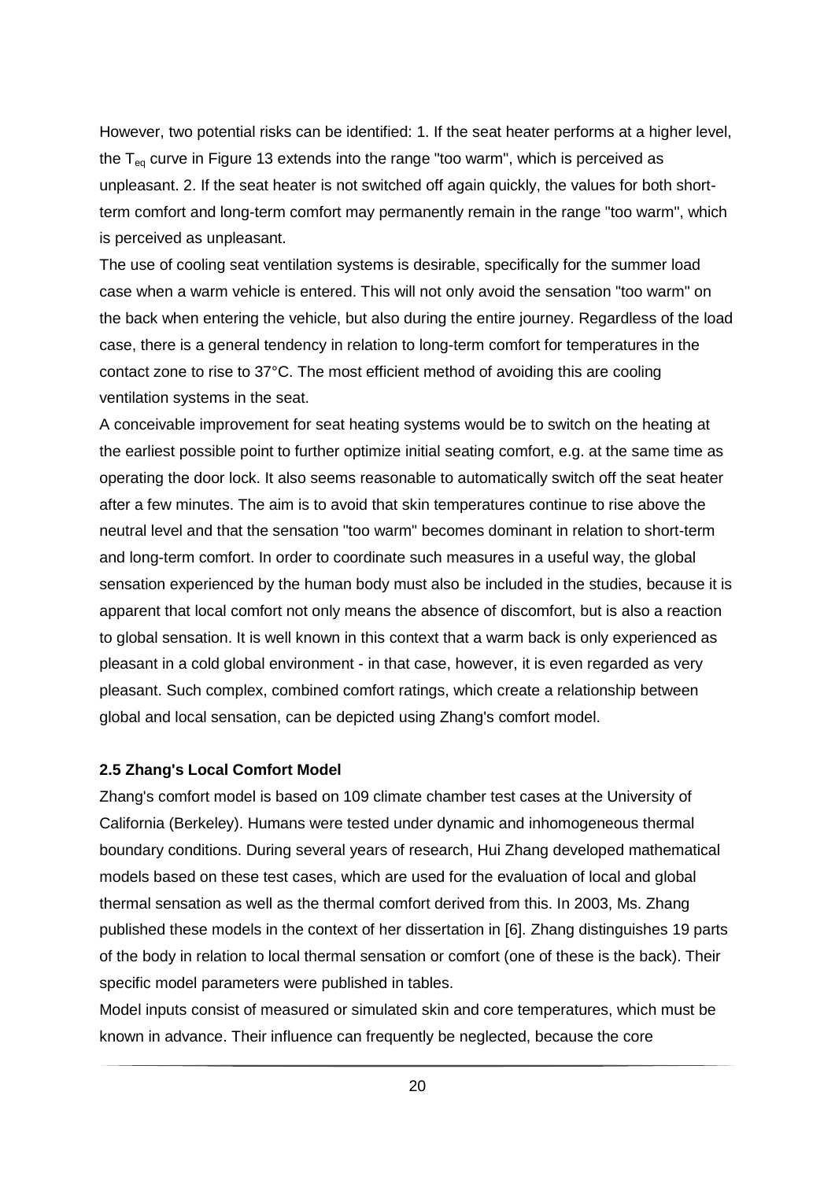However, two potential risks can be identified: 1. If the seat heater performs at a higher level, the $T_{eq}$ curve in Figure 13 extends into the range "too warm", which is perceived as unpleasant. 2. If the seat heater is not switched off again quickly, the values for both short-term comfort and long-term comfort may permanently remain in the range "too warm", which is perceived as unpleasant.

The use of cooling seat ventilation systems is desirable, specifically for the summer load case when a warm vehicle is entered. This will not only avoid the sensation "too warm" on the back when entering the vehicle, but also during the entire journey. Regardless of the load case, there is a general tendency in relation to long-term comfort for temperatures in the contact zone to rise to 37°C. The most efficient method of avoiding this are cooling ventilation systems in the seat.

A conceivable improvement for seat heating systems would be to switch on the heating at the earliest possible point to further optimize initial seating comfort, e.g. at the same time as operating the door lock. It also seems reasonable to automatically switch off the seat heater after a few minutes. The aim is to avoid that skin temperatures continue to rise above the neutral level and that the sensation "too warm" becomes dominant in relation to short-term and long-term comfort. In order to coordinate such measures in a useful way, the global sensation experienced by the human body must also be included in the studies, because it is apparent that local comfort not only means the absence of discomfort, but is also a reaction to global sensation. It is well known in this context that a warm back is only experienced as pleasant in a cold global environment - in that case, however, it is even regarded as very pleasant. Such complex, combined comfort ratings, which create a relationship between global and local sensation, can be depicted using Zhang's comfort model.

### 2.5 Zhang's Local Comfort Model

Zhang's comfort model is based on 109 climate chamber test cases at the University of California (Berkeley). Humans were tested under dynamic and inhomogeneous thermal boundary conditions. During several years of research, Hui Zhang developed mathematical models based on these test cases, which are used for the evaluation of local and global thermal sensation as well as the thermal comfort derived from this. In 2003, Ms. Zhang published these models in the context of her dissertation in [6]. Zhang distinguishes 19 parts of the body in relation to local thermal sensation or comfort (one of these is the back). Their specific model parameters were published in tables.

Model inputs consist of measured or simulated skin and core temperatures, which must be known in advance. Their influence can frequently be neglected, because the core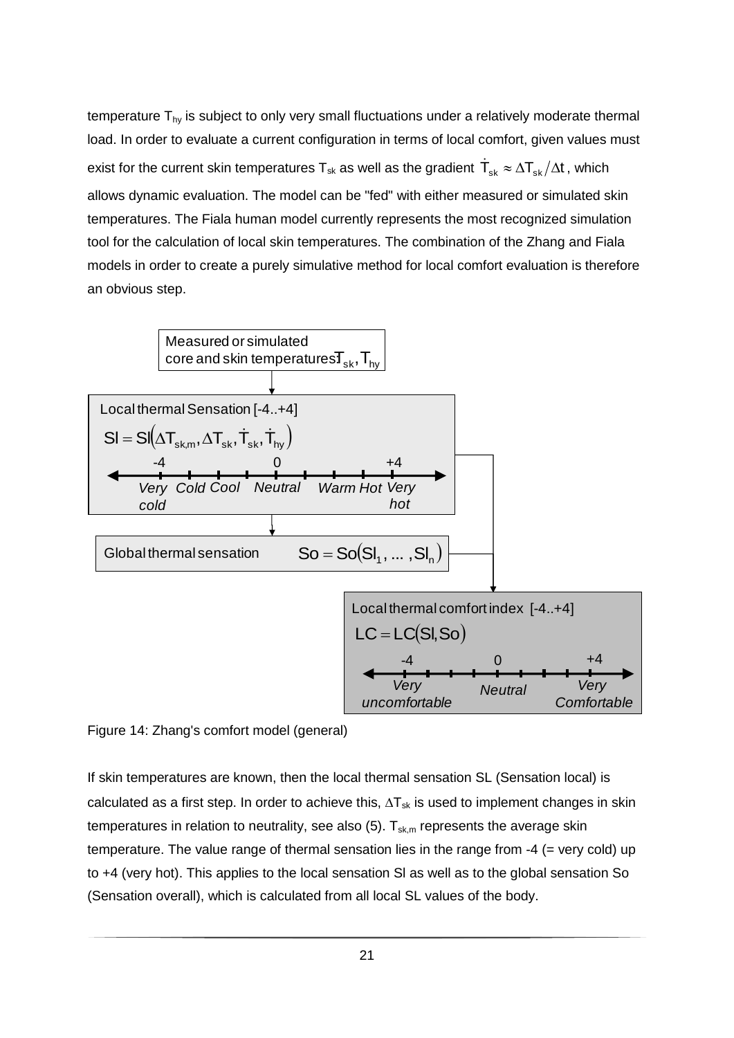temperature $T_{hy}$ is subject to only very small fluctuations under a relatively moderate thermal load. In order to evaluate a current configuration in terms of local comfort, given values must exist for the current skin temperatures $T_{sk}$ as well as the gradient $\dot{T}_{sk} \approx \Delta T_{sk} / \Delta t$, which allows dynamic evaluation. The model can be "fed" with either measured or simulated skin temperatures. The Fiala human model currently represents the most recognized simulation tool for the calculation of local skin temperatures. The combination of the Zhang and Fiala models in order to create a purely simulative method for local comfort evaluation is therefore an obvious step.

Measured or simulated core and skin temperatures $T_{sk}, T_{hy}$

Local thermal Sensation [-4..+4]

$$Sl = Sl(\Delta T_{sk,m}, \Delta T_{sk}, \dot{T}_{sk}, \dot{T}_{hy})$$

-4 Very cold, Cold, Cool, 0 Neutral, Warm, Hot, +4 Very hot

Global thermal sensation $So = So(Sl_1, \ldots, Sl_n)$

Local thermal comfort index [-4..+4]

$$LC = LC(Sl, So)$$

-4 Very uncomfortable, 0 Neutral, +4 Very Comfortable

Figure 14: Zhang's comfort model (general)

If skin temperatures are known, then the local thermal sensation SL (Sensation local) is calculated as a first step. In order to achieve this, $\Delta T_{sk}$ is used to implement changes in skin temperatures in relation to neutrality, see also (5). $T_{sk,m}$ represents the average skin temperature. The value range of thermal sensation lies in the range from -4 (= very cold) up to +4 (very hot). This applies to the local sensation Sl as well as to the global sensation So (Sensation overall), which is calculated from all local SL values of the body.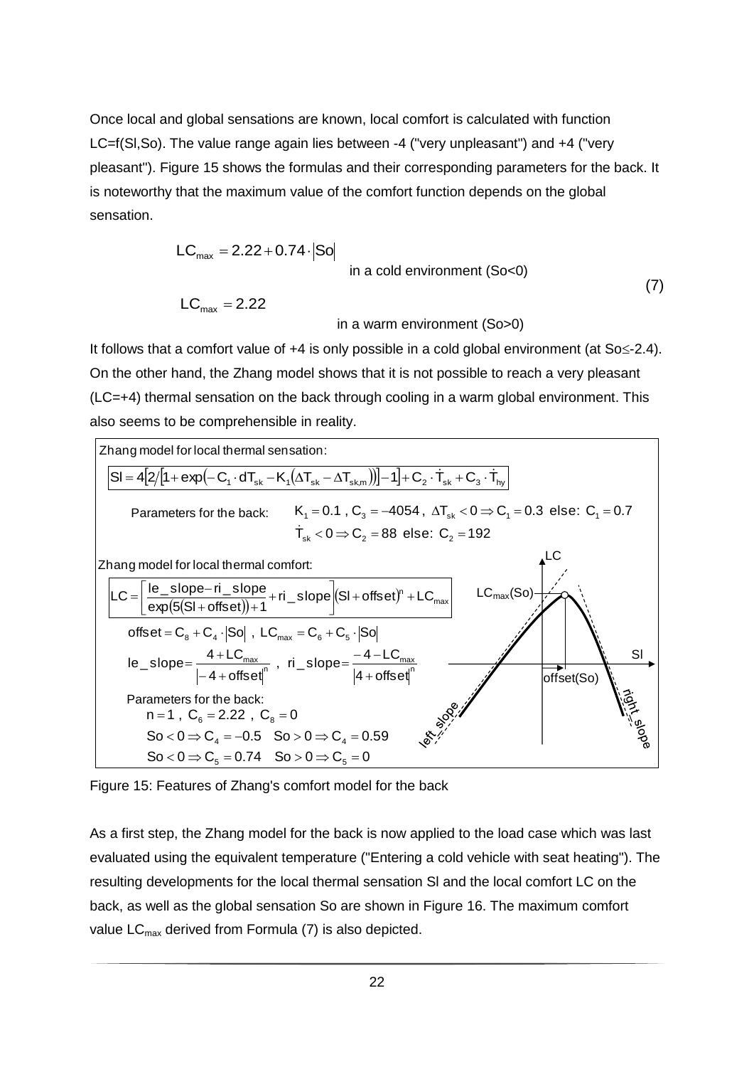Once local and global sensations are known, local comfort is calculated with function LC=f(Sl,So). The value range again lies between -4 ("very unpleasant") and +4 ("very pleasant"). Figure 15 shows the formulas and their corresponding parameters for the back. It is noteworthy that the maximum value of the comfort function depends on the global sensation.

$$LC_{max} = 2.22 + 0.74 \cdot |So| \quad \text{in a cold environment (So<0)}$$

$$LC_{max} = 2.22 \quad \text{in a warm environment (So>0)} \tag{7}$$

It follows that a comfort value of +4 is only possible in a cold global environment (at So≤-2.4). On the other hand, the Zhang model shows that it is not possible to reach a very pleasant (LC=+4) thermal sensation on the back through cooling in a warm global environment. This also seems to be comprehensible in reality.

Zhang model for local thermal sensation:

$$Sl = 4\left[2/\left[1+\exp\left(-C_1 \cdot dT_{sk} - K_1\left(\Delta T_{sk} - \Delta T_{sk,m}\right)\right)\right] - 1\right] + C_2 \cdot \dot{T}_{sk} + C_3 \cdot \dot{T}_{hy}$$

Parameters for the back: $K_1 = 0.1$ , $C_3 = -4054$ , $\Delta T_{sk} < 0 \Rightarrow C_1 = 0.3$ else: $C_1 = 0.7$

$\dot{T}_{sk} < 0 \Rightarrow C_2 = 88$ else: $C_2 = 192$

Zhang model for local thermal comfort:

$$LC = \left[\frac{le\_slope - ri\_slope}{\exp(5(Sl + offset)) + 1} + ri\_slope\right] (Sl + offset)^n + LC_{max}$$

$offset = C_8 + C_4 \cdot |So|$ , $LC_{max} = C_6 + C_5 \cdot |So|$

$$le\_slope = \frac{4 + LC_{max}}{|-4 + offset|^n} \ , \ ri\_slope = \frac{-4 - LC_{max}}{|4 + offset|^n}$$

Parameters for the back:

$n = 1$ , $C_6 = 2.22$ , $C_8 = 0$

$So < 0 \Rightarrow C_4 = -0.5 \quad So > 0 \Rightarrow C_4 = 0.59$

$So < 0 \Rightarrow C_5 = 0.74 \quad So > 0 \Rightarrow C_5 = 0$

Figure 15: Features of Zhang's comfort model for the back

As a first step, the Zhang model for the back is now applied to the load case which was last evaluated using the equivalent temperature ("Entering a cold vehicle with seat heating"). The resulting developments for the local thermal sensation Sl and the local comfort LC on the back, as well as the global sensation So are shown in Figure 16. The maximum comfort value $LC_{max}$ derived from Formula (7) is also depicted.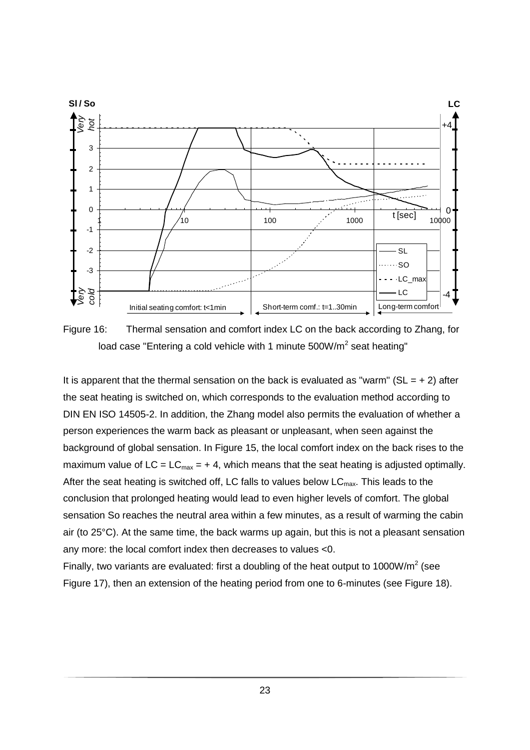Figure 16: Thermal sensation and comfort index LC on the back according to Zhang, for load case "Entering a cold vehicle with 1 minute 500W/m$^2$ seat heating"

It is apparent that the thermal sensation on the back is evaluated as "warm" (SL = + 2) after the seat heating is switched on, which corresponds to the evaluation method according to DIN EN ISO 14505-2. In addition, the Zhang model also permits the evaluation of whether a person experiences the warm back as pleasant or unpleasant, when seen against the background of global sensation. In Figure 15, the local comfort index on the back rises to the maximum value of LC = $LC_{max}$ = + 4, which means that the seat heating is adjusted optimally. After the seat heating is switched off, LC falls to values below $LC_{max}$. This leads to the conclusion that prolonged heating would lead to even higher levels of comfort. The global sensation So reaches the neutral area within a few minutes, as a result of warming the cabin air (to 25°C). At the same time, the back warms up again, but this is not a pleasant sensation any more: the local comfort index then decreases to values <0.

Finally, two variants are evaluated: first a doubling of the heat output to 1000W/m$^2$ (see Figure 17), then an extension of the heating period from one to 6-minutes (see Figure 18).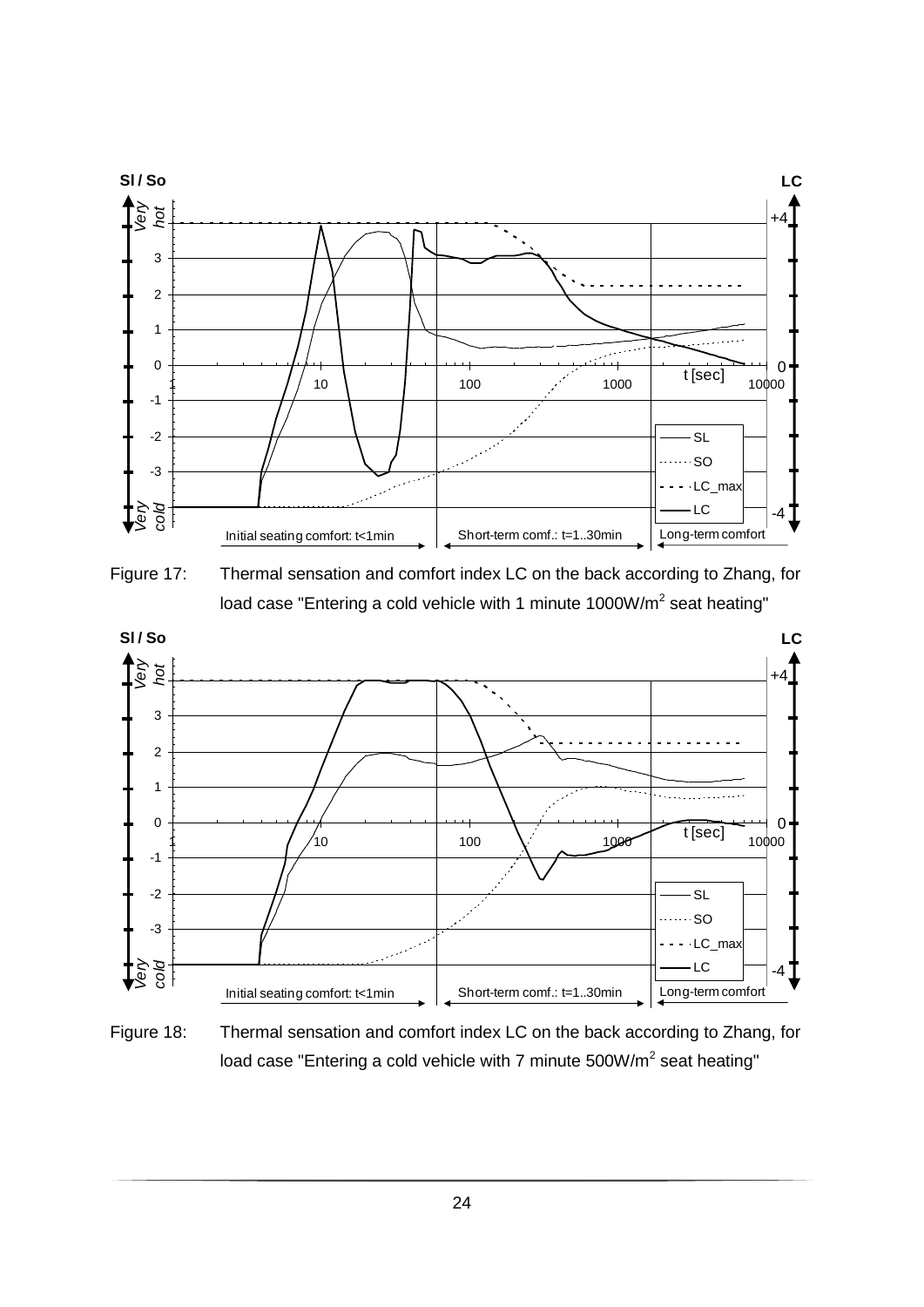Figure 17: Thermal sensation and comfort index LC on the back according to Zhang, for load case "Entering a cold vehicle with 1 minute 1000W/m$^2$ seat heating"

Figure 18: Thermal sensation and comfort index LC on the back according to Zhang, for load case "Entering a cold vehicle with 7 minute 500W/m$^2$ seat heating"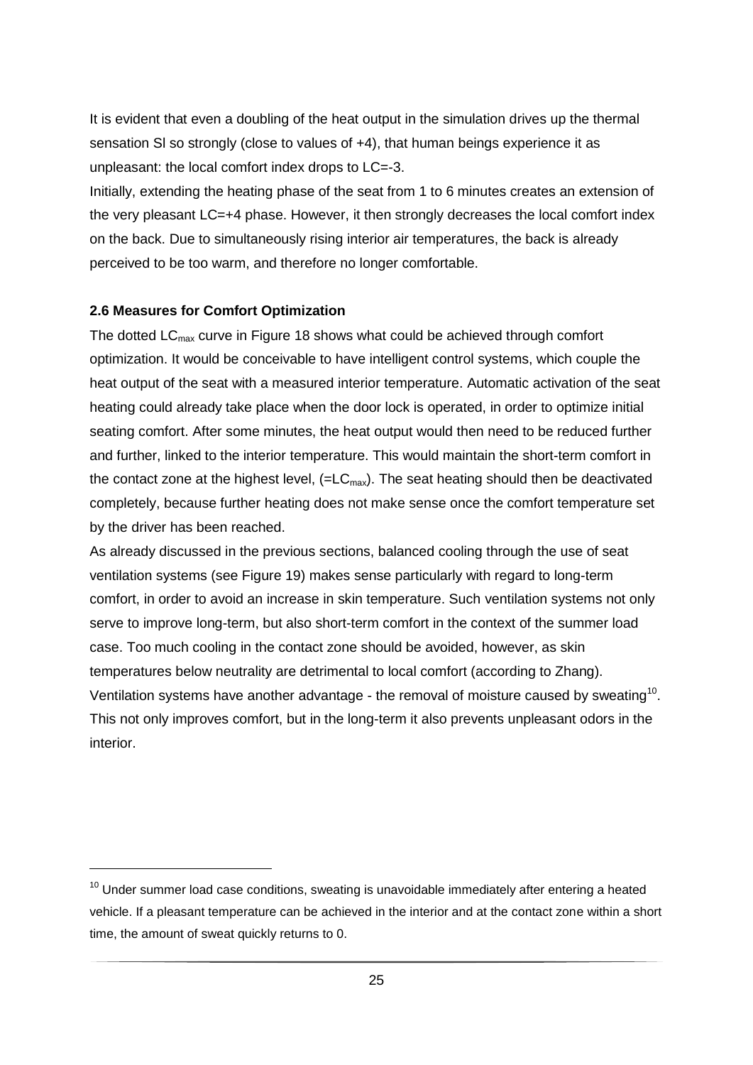It is evident that even a doubling of the heat output in the simulation drives up the thermal sensation Sl so strongly (close to values of +4), that human beings experience it as unpleasant: the local comfort index drops to LC=-3.

Initially, extending the heating phase of the seat from 1 to 6 minutes creates an extension of the very pleasant LC=+4 phase. However, it then strongly decreases the local comfort index on the back. Due to simultaneously rising interior air temperatures, the back is already perceived to be too warm, and therefore no longer comfortable.

### 2.6 Measures for Comfort Optimization

The dotted $LC_{max}$ curve in Figure 18 shows what could be achieved through comfort optimization. It would be conceivable to have intelligent control systems, which couple the heat output of the seat with a measured interior temperature. Automatic activation of the seat heating could already take place when the door lock is operated, in order to optimize initial seating comfort. After some minutes, the heat output would then need to be reduced further and further, linked to the interior temperature. This would maintain the short-term comfort in the contact zone at the highest level, ($=LC_{max}$). The seat heating should then be deactivated completely, because further heating does not make sense once the comfort temperature set by the driver has been reached.

As already discussed in the previous sections, balanced cooling through the use of seat ventilation systems (see Figure 19) makes sense particularly with regard to long-term comfort, in order to avoid an increase in skin temperature. Such ventilation systems not only serve to improve long-term, but also short-term comfort in the context of the summer load case. Too much cooling in the contact zone should be avoided, however, as skin temperatures below neutrality are detrimental to local comfort (according to Zhang). Ventilation systems have another advantage - the removal of moisture caused by sweating[10]. This not only improves comfort, but in the long-term it also prevents unpleasant odors in the interior.

---

[10] Under summer load case conditions, sweating is unavoidable immediately after entering a heated vehicle. If a pleasant temperature can be achieved in the interior and at the contact zone within a short time, the amount of sweat quickly returns to 0.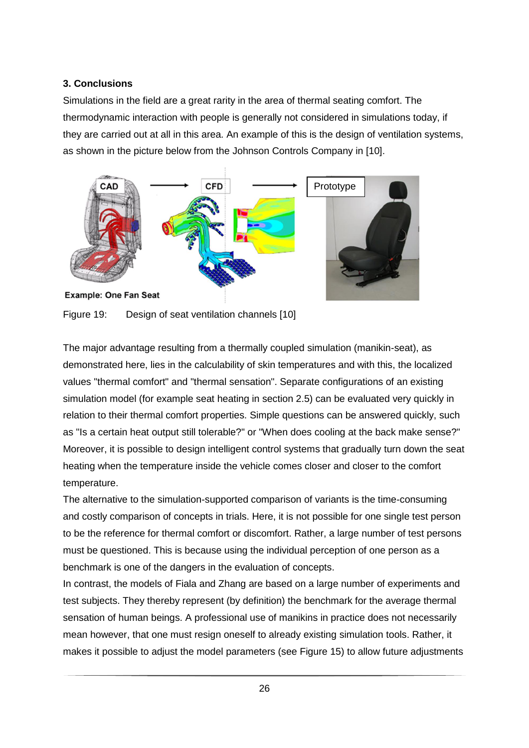### 3. Conclusions

Simulations in the field are a great rarity in the area of thermal seating comfort. The thermodynamic interaction with people is generally not considered in simulations today, if they are carried out at all in this area. An example of this is the design of ventilation systems, as shown in the picture below from the Johnson Controls Company in [10].

Figure 19: Design of seat ventilation channels [10]

The major advantage resulting from a thermally coupled simulation (manikin-seat), as demonstrated here, lies in the calculability of skin temperatures and with this, the localized values "thermal comfort" and "thermal sensation". Separate configurations of an existing simulation model (for example seat heating in section 2.5) can be evaluated very quickly in relation to their thermal comfort properties. Simple questions can be answered quickly, such as "Is a certain heat output still tolerable?" or "When does cooling at the back make sense?" Moreover, it is possible to design intelligent control systems that gradually turn down the seat heating when the temperature inside the vehicle comes closer and closer to the comfort temperature.

The alternative to the simulation-supported comparison of variants is the time-consuming and costly comparison of concepts in trials. Here, it is not possible for one single test person to be the reference for thermal comfort or discomfort. Rather, a large number of test persons must be questioned. This is because using the individual perception of one person as a benchmark is one of the dangers in the evaluation of concepts.

In contrast, the models of Fiala and Zhang are based on a large number of experiments and test subjects. They thereby represent (by definition) the benchmark for the average thermal sensation of human beings. A professional use of manikins in practice does not necessarily mean however, that one must resign oneself to already existing simulation tools. Rather, it makes it possible to adjust the model parameters (see Figure 15) to allow future adjustments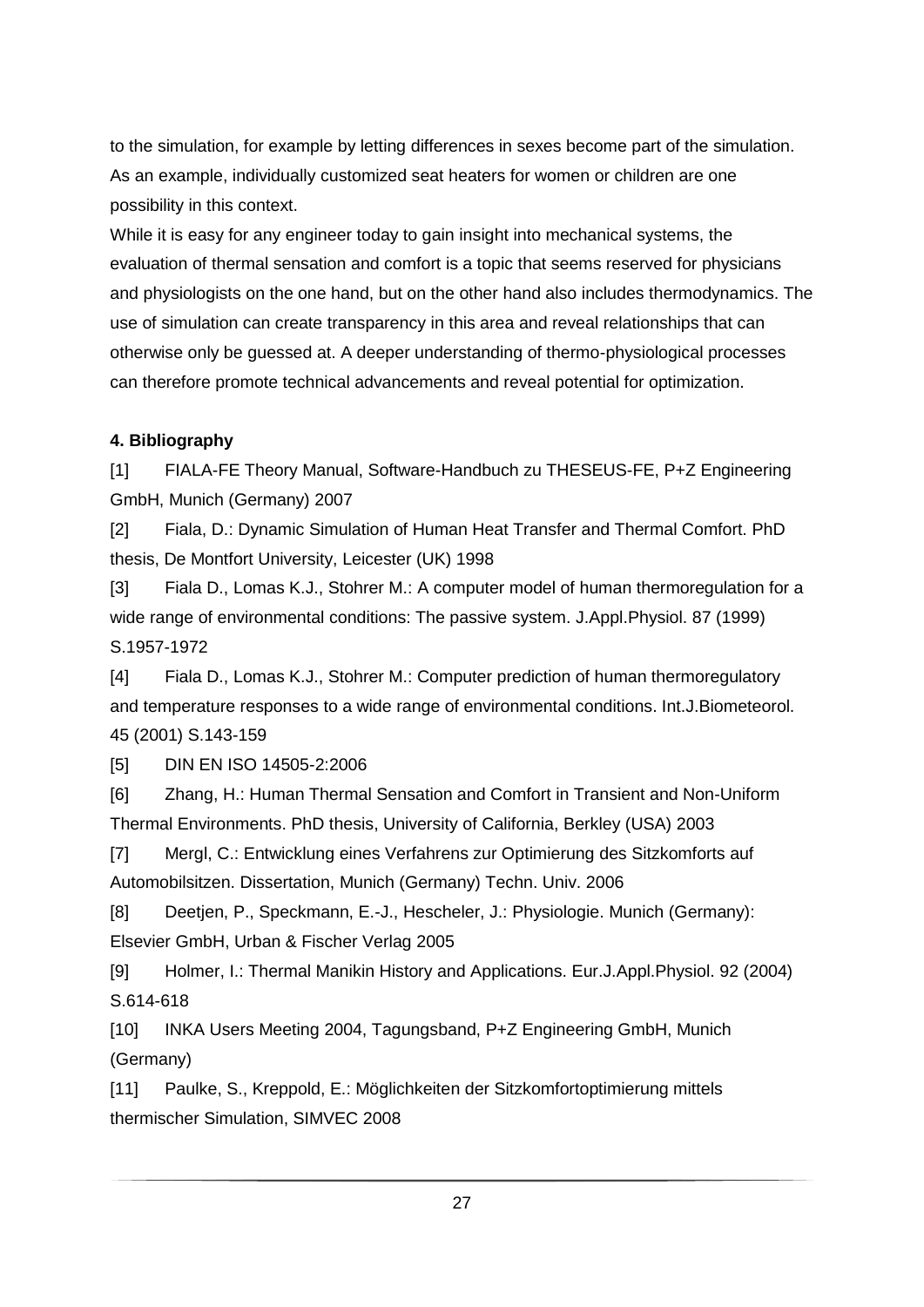to the simulation, for example by letting differences in sexes become part of the simulation. As an example, individually customized seat heaters for women or children are one possibility in this context.

While it is easy for any engineer today to gain insight into mechanical systems, the evaluation of thermal sensation and comfort is a topic that seems reserved for physicians and physiologists on the one hand, but on the other hand also includes thermodynamics. The use of simulation can create transparency in this area and reveal relationships that can otherwise only be guessed at. A deeper understanding of thermo-physiological processes can therefore promote technical advancements and reveal potential for optimization.

**4. Bibliography**

[1] FIALA-FE Theory Manual, Software-Handbuch zu THESEUS-FE, P+Z Engineering GmbH, Munich (Germany) 2007

[2] Fiala, D.: Dynamic Simulation of Human Heat Transfer and Thermal Comfort. PhD thesis, De Montfort University, Leicester (UK) 1998

[3] Fiala D., Lomas K.J., Stohrer M.: A computer model of human thermoregulation for a wide range of environmental conditions: The passive system. J.Appl.Physiol. 87 (1999) S.1957-1972

[4] Fiala D., Lomas K.J., Stohrer M.: Computer prediction of human thermoregulatory and temperature responses to a wide range of environmental conditions. Int.J.Biometeorol. 45 (2001) S.143-159

[5] DIN EN ISO 14505-2:2006

[6] Zhang, H.: Human Thermal Sensation and Comfort in Transient and Non-Uniform Thermal Environments. PhD thesis, University of California, Berkley (USA) 2003

[7] Mergl, C.: Entwicklung eines Verfahrens zur Optimierung des Sitzkomforts auf Automobilsitzen. Dissertation, Munich (Germany) Techn. Univ. 2006

[8] Deetjen, P., Speckmann, E.-J., Hescheler, J.: Physiologie. Munich (Germany): Elsevier GmbH, Urban & Fischer Verlag 2005

[9] Holmer, I.: Thermal Manikin History and Applications. Eur.J.Appl.Physiol. 92 (2004) S.614-618

[10] INKA Users Meeting 2004, Tagungsband, P+Z Engineering GmbH, Munich (Germany)

[11] Paulke, S., Kreppold, E.: Möglichkeiten der Sitzkomfortoptimierung mittels thermischer Simulation, SIMVEC 2008